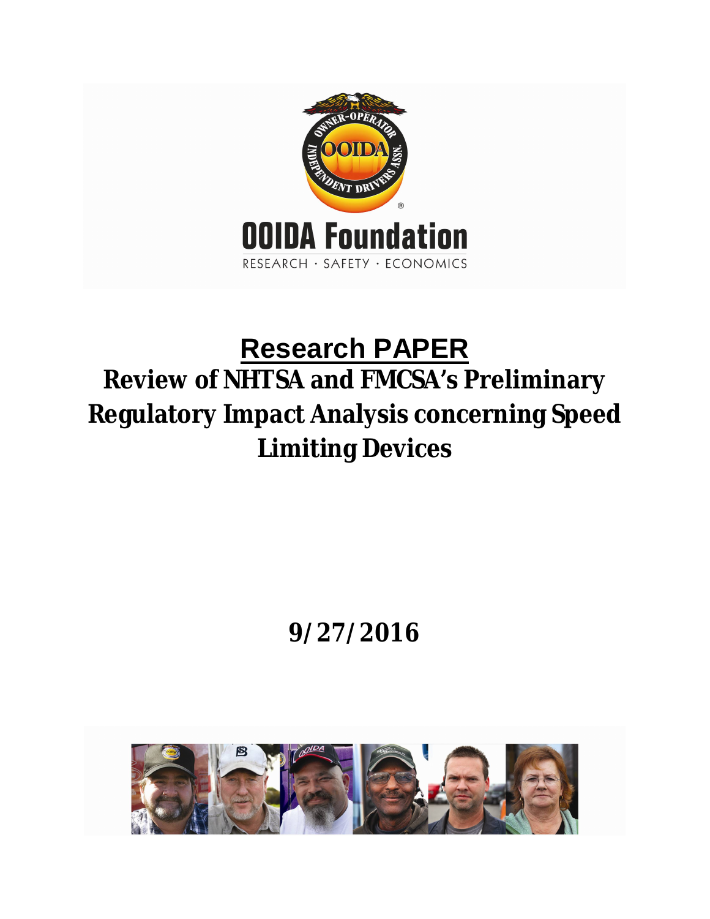OOIDA Foundation

RESEARCH · SAFETY · ECONOMICS

# Research PAPER

# Review of NHTSA and FMCSA's Preliminary Regulatory Impact Analysis concerning Speed Limiting Devices

**9/27/2016**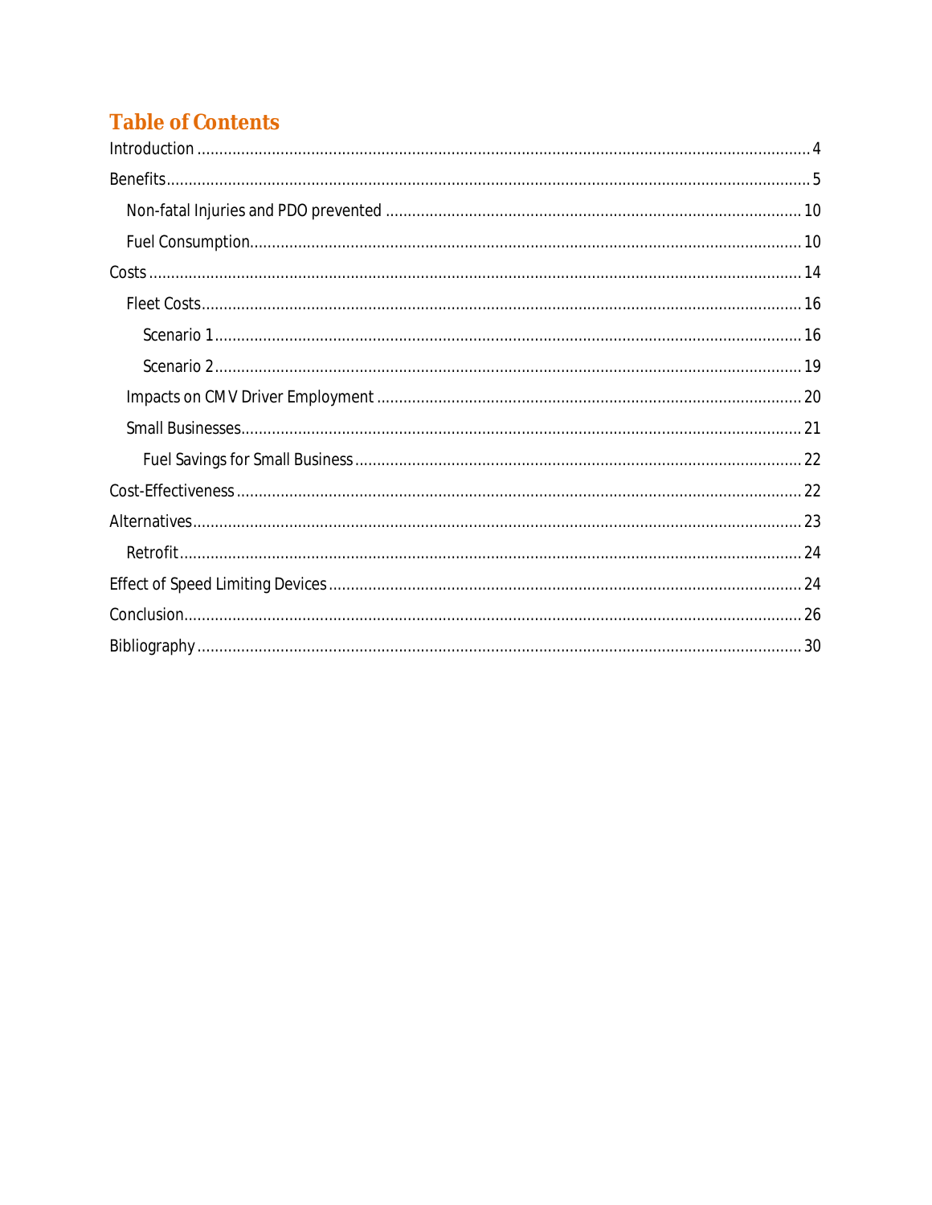## Table of Contents

Introduction ........ 4

Benefits ........ 5

- Non-fatal Injuries and PDO prevented ........ 10
- Fuel Consumption ........ 10

Costs ........ 14

- Fleet Costs ........ 16
  - Scenario 1 ........ 16
  - Scenario 2 ........ 19
- Impacts on CMV Driver Employment ........ 20
- Small Businesses ........ 21
  - Fuel Savings for Small Business ........ 22

Cost-Effectiveness ........ 22

Alternatives ........ 23

- Retrofit ........ 24

Effect of Speed Limiting Devices ........ 24

Conclusion ........ 26

Bibliography ........ 30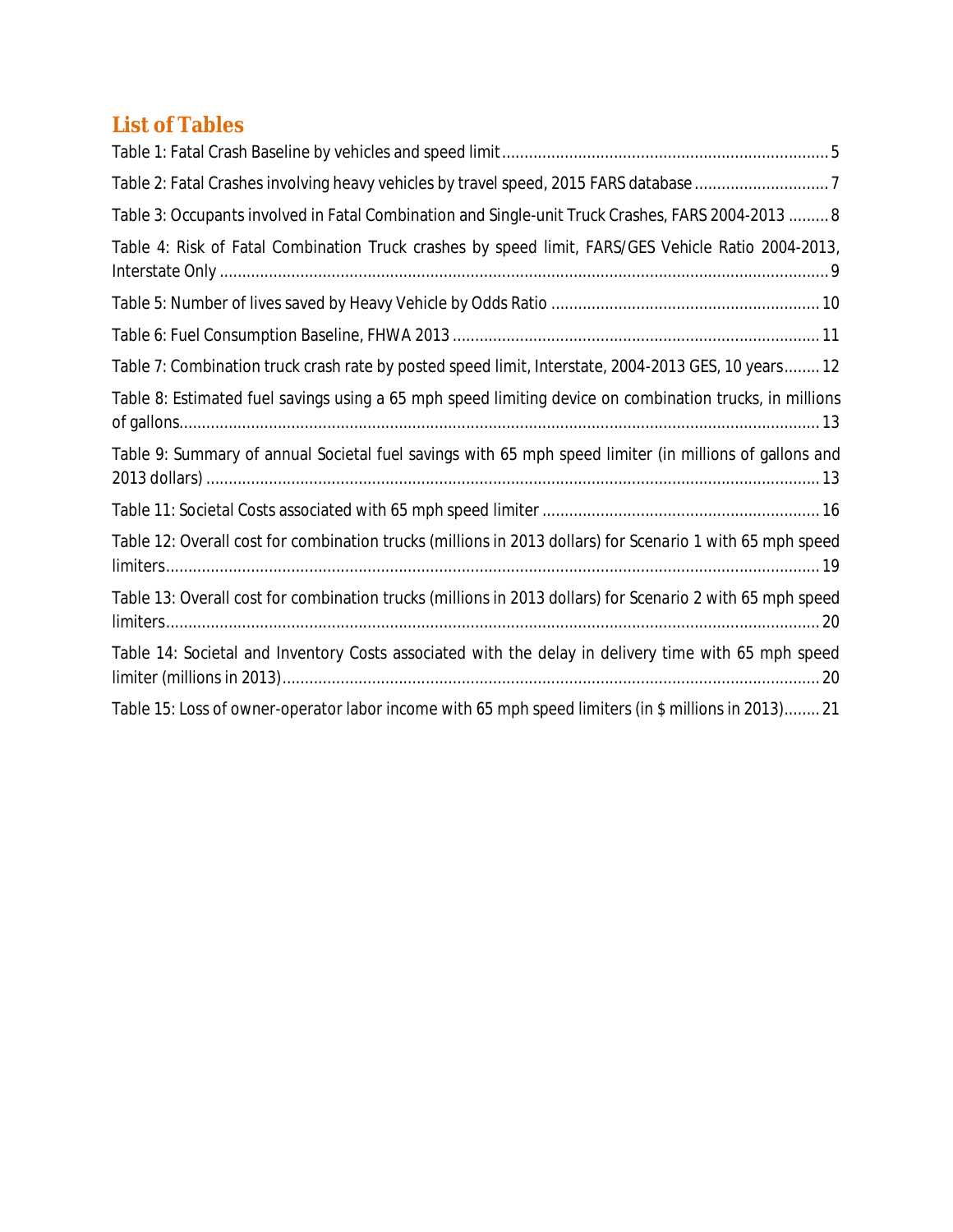## List of Tables

Table 1: Fatal Crash Baseline by vehicles and speed limit ........................................................................ 5

Table 2: Fatal Crashes involving heavy vehicles by travel speed, 2015 FARS database ............................. 7

Table 3: Occupants involved in Fatal Combination and Single-unit Truck Crashes, FARS 2004-2013 ......... 8

Table 4: Risk of Fatal Combination Truck crashes by speed limit, FARS/GES Vehicle Ratio 2004-2013, Interstate Only ....................................................................................................................................... 9

Table 5: Number of lives saved by Heavy Vehicle by Odds Ratio ........................................................... 10

Table 6: Fuel Consumption Baseline, FHWA 2013 ................................................................................. 11

Table 7: Combination truck crash rate by posted speed limit, Interstate, 2004-2013 GES, 10 years........ 12

Table 8: Estimated fuel savings using a 65 mph speed limiting device on combination trucks, in millions of gallons............................................................................................................................................. 13

Table 9: Summary of annual Societal fuel savings with 65 mph speed limiter (in millions of gallons and 2013 dollars) ....................................................................................................................................... 13

Table 11: Societal Costs associated with 65 mph speed limiter ............................................................. 16

Table 12: Overall cost for combination trucks (millions in 2013 dollars) for Scenario 1 with 65 mph speed limiters................................................................................................................................................ 19

Table 13: Overall cost for combination trucks (millions in 2013 dollars) for Scenario 2 with 65 mph speed limiters................................................................................................................................................ 20

Table 14: Societal and Inventory Costs associated with the delay in delivery time with 65 mph speed limiter (millions in 2013)...................................................................................................................... 20

Table 15: Loss of owner-operator labor income with 65 mph speed limiters (in $ millions in 2013)........ 21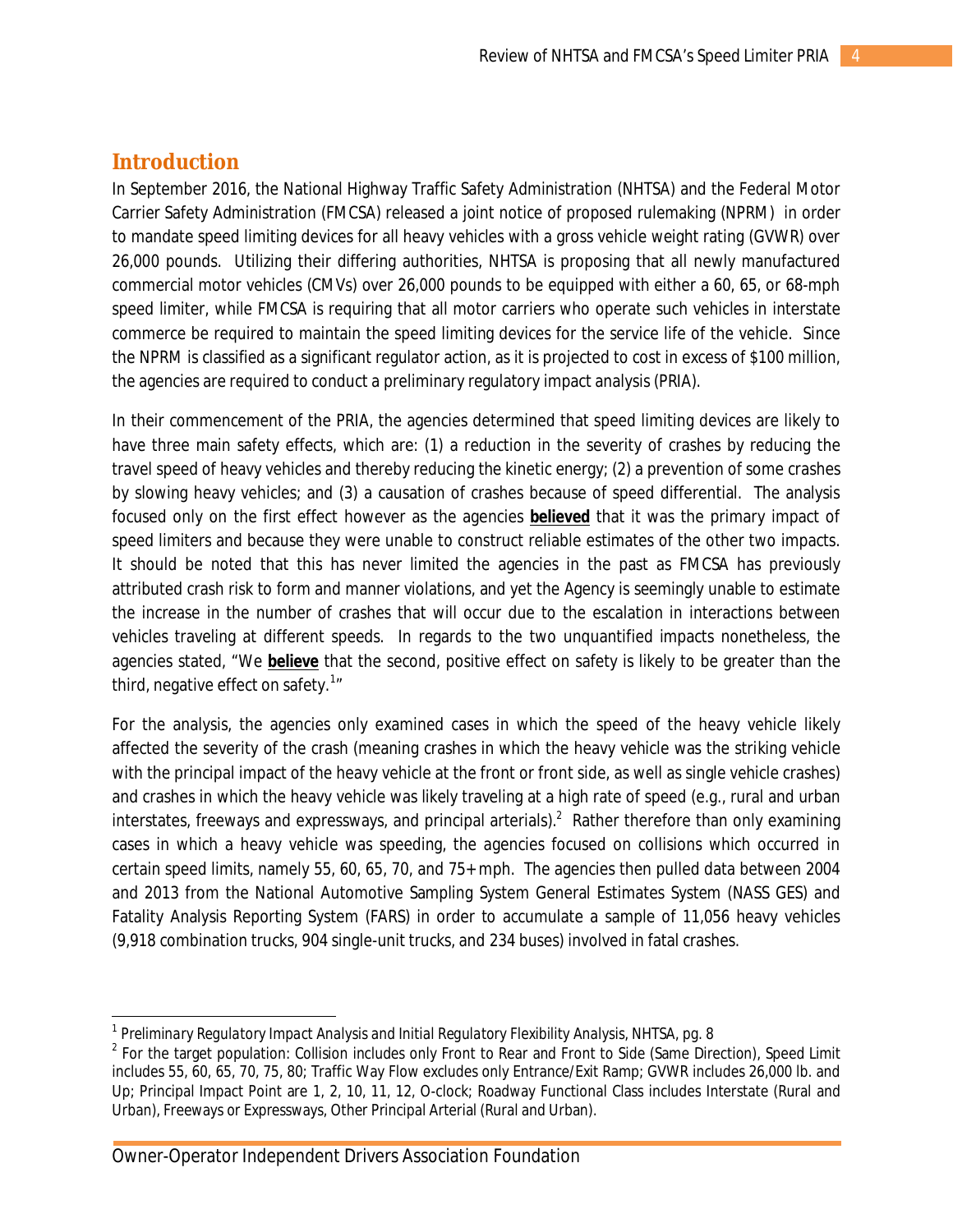## Introduction

In September 2016, the National Highway Traffic Safety Administration (NHTSA) and the Federal Motor Carrier Safety Administration (FMCSA) released a joint notice of proposed rulemaking (NPRM) in order to mandate speed limiting devices for all heavy vehicles with a gross vehicle weight rating (GVWR) over 26,000 pounds. Utilizing their differing authorities, NHTSA is proposing that all newly manufactured commercial motor vehicles (CMVs) over 26,000 pounds to be equipped with either a 60, 65, or 68-mph speed limiter, while FMCSA is requiring that all motor carriers who operate such vehicles in interstate commerce be required to maintain the speed limiting devices for the service life of the vehicle. Since the NPRM is classified as a significant regulator action, as it is projected to cost in excess of $100 million, the agencies are required to conduct a preliminary regulatory impact analysis (PRIA).

In their commencement of the PRIA, the agencies determined that speed limiting devices are likely to have three main safety effects, which are: (1) a reduction in the severity of crashes by reducing the travel speed of heavy vehicles and thereby reducing the kinetic energy; (2) a prevention of some crashes by slowing heavy vehicles; and (3) a causation of crashes because of speed differential. The analysis focused only on the first effect however as the agencies ***believed*** that it was the primary impact of speed limiters and because they were unable to construct reliable estimates of the other two impacts. It should be noted that this has never limited the agencies in the past as FMCSA has previously attributed crash risk to form and manner violations, and yet the Agency is seemingly unable to estimate the increase in the number of crashes that will occur due to the escalation in interactions between vehicles traveling at different speeds. In regards to the two unquantified impacts nonetheless, the agencies stated, "We ***believe*** that the second, positive effect on safety is likely to be greater than the third, negative effect on safety.[1]"

For the analysis, the agencies only examined cases in which the speed of the heavy vehicle likely affected the severity of the crash (meaning crashes in which the heavy vehicle was the striking vehicle with the principal impact of the heavy vehicle at the front or front side, as well as single vehicle crashes) and crashes in which the heavy vehicle was likely traveling at a high rate of speed (e.g., rural and urban interstates, freeways and expressways, and principal arterials).[2] Rather therefore than only examining cases in which a heavy vehicle was speeding, the agencies focused on collisions which occurred in certain speed limits, namely 55, 60, 65, 70, and 75+ mph. The agencies then pulled data between 2004 and 2013 from the National Automotive Sampling System General Estimates System (NASS GES) and Fatality Analysis Reporting System (FARS) in order to accumulate a sample of 11,056 heavy vehicles (9,918 combination trucks, 904 single-unit trucks, and 234 buses) involved in fatal crashes.

---

[1] *Preliminary Regulatory Impact Analysis and Initial Regulatory Flexibility Analysis*, NHTSA, pg. 8

[2] For the target population: Collision includes only Front to Rear and Front to Side (Same Direction), Speed Limit includes 55, 60, 65, 70, 75, 80; Traffic Way Flow excludes only Entrance/Exit Ramp; GVWR includes 26,000 lb. and Up; Principal Impact Point are 1, 2, 10, 11, 12, O-clock; Roadway Functional Class includes Interstate (Rural and Urban), Freeways or Expressways, Other Principal Arterial (Rural and Urban).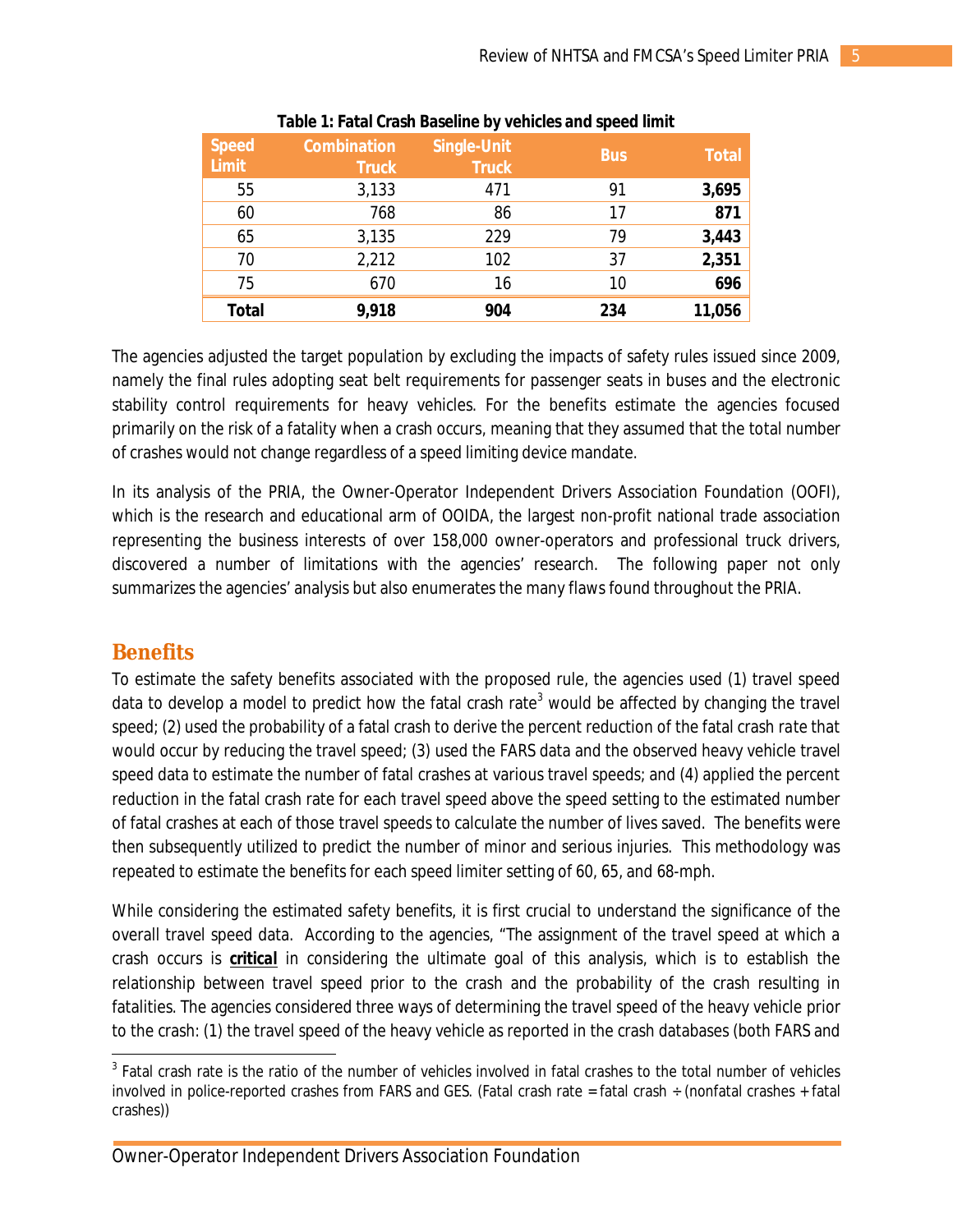**Table 1: Fatal Crash Baseline by vehicles and speed limit**

| Speed Limit | Combination Truck | Single-Unit Truck | Bus | Total |
|---|---|---|---|---|
| 55 | 3,133 | 471 | 91 | **3,695** |
| 60 | 768 | 86 | 17 | **871** |
| 65 | 3,135 | 229 | 79 | **3,443** |
| 70 | 2,212 | 102 | 37 | **2,351** |
| 75 | 670 | 16 | 10 | **696** |
| **Total** | **9,918** | **904** | **234** | **11,056** |

The agencies adjusted the target population by excluding the impacts of safety rules issued since 2009, namely the final rules adopting seat belt requirements for passenger seats in buses and the electronic stability control requirements for heavy vehicles. For the benefits estimate the agencies focused primarily on the risk of a fatality when a crash occurs, meaning that they assumed that the total number of crashes would not change regardless of a speed limiting device mandate.

In its analysis of the PRIA, the Owner-Operator Independent Drivers Association Foundation (OOFI), which is the research and educational arm of OOIDA, the largest non-profit national trade association representing the business interests of over 158,000 owner-operators and professional truck drivers, discovered a number of limitations with the agencies' research. The following paper not only summarizes the agencies' analysis but also enumerates the many flaws found throughout the PRIA.

## Benefits

To estimate the safety benefits associated with the proposed rule, the agencies used (1) travel speed data to develop a model to predict how the fatal crash rate[3] would be affected by changing the travel speed; (2) used the probability of a fatal crash to derive the percent reduction of the fatal crash rate that would occur by reducing the travel speed; (3) used the FARS data and the observed heavy vehicle travel speed data to estimate the number of fatal crashes at various travel speeds; and (4) applied the percent reduction in the fatal crash rate for each travel speed above the speed setting to the estimated number of fatal crashes at each of those travel speeds to calculate the number of lives saved. The benefits were then subsequently utilized to predict the number of minor and serious injuries. This methodology was repeated to estimate the benefits for each speed limiter setting of 60, 65, and 68-mph.

While considering the estimated safety benefits, it is first crucial to understand the significance of the overall travel speed data. According to the agencies, "The assignment of the travel speed at which a crash occurs is **critical** in considering the ultimate goal of this analysis, which is to establish the relationship between travel speed prior to the crash and the probability of the crash resulting in fatalities. The agencies considered three ways of determining the travel speed of the heavy vehicle prior to the crash: (1) the travel speed of the heavy vehicle as reported in the crash databases (both FARS and

[3] Fatal crash rate is the ratio of the number of vehicles involved in fatal crashes to the total number of vehicles involved in police-reported crashes from FARS and GES. (Fatal crash rate = fatal crash ÷ (nonfatal crashes + fatal crashes))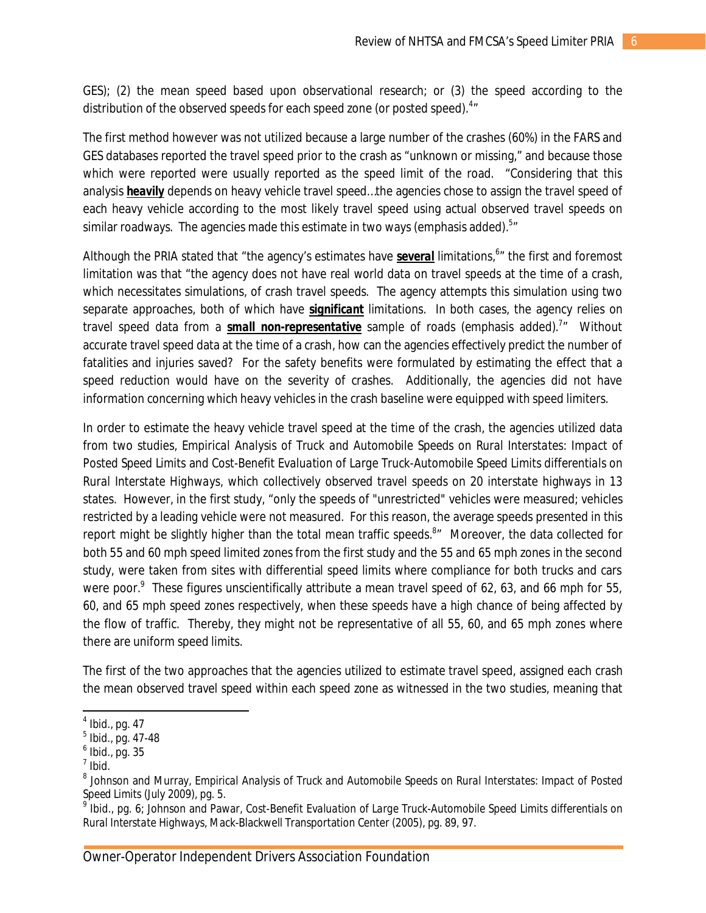GES); (2) the mean speed based upon observational research; or (3) the speed according to the distribution of the observed speeds for each speed zone (or posted speed).[4]"

The first method however was not utilized because a large number of the crashes (60%) in the FARS and GES databases reported the travel speed prior to the crash as "unknown or missing," and because those which were reported were usually reported as the speed limit of the road. "Considering that this analysis ***heavily*** depends on heavy vehicle travel speed…the agencies chose to assign the travel speed of each heavy vehicle according to the most likely travel speed using actual observed travel speeds on similar roadways. The agencies made this estimate in two ways (emphasis added).[5]"

Although the PRIA stated that "the agency's estimates have ***several*** limitations,[6]" the first and foremost limitation was that "the agency does not have real world data on travel speeds at the time of a crash, which necessitates simulations, of crash travel speeds. The agency attempts this simulation using two separate approaches, both of which have ***significant*** limitations. In both cases, the agency relies on travel speed data from a ***small non-representative*** sample of roads (emphasis added).[7]" Without accurate travel speed data at the time of a crash, how can the agencies effectively predict the number of fatalities and injuries saved? For the safety benefits were formulated by estimating the effect that a speed reduction would have on the severity of crashes. Additionally, the agencies did not have information concerning which heavy vehicles in the crash baseline were equipped with speed limiters.

In order to estimate the heavy vehicle travel speed at the time of the crash, the agencies utilized data from two studies, *Empirical Analysis of Truck and Automobile Speeds on Rural Interstates: Impact of Posted Speed Limits* and *Cost-Benefit Evaluation of Large Truck-Automobile Speed Limits differentials on Rural Interstate Highways*, which collectively observed travel speeds on 20 interstate highways in 13 states. However, in the first study, "only the speeds of "unrestricted" vehicles were measured; vehicles restricted by a leading vehicle were not measured. For this reason, the average speeds presented in this report might be slightly higher than the total mean traffic speeds.[8]" Moreover, the data collected for both 55 and 60 mph speed limited zones from the first study and the 55 and 65 mph zones in the second study, were taken from sites with differential speed limits where compliance for both trucks and cars were poor.[9] These figures unscientifically attribute a mean travel speed of 62, 63, and 66 mph for 55, 60, and 65 mph speed zones respectively, when these speeds have a high chance of being affected by the flow of traffic. Thereby, they might not be representative of all 55, 60, and 65 mph zones where there are uniform speed limits.

The first of the two approaches that the agencies utilized to estimate travel speed, assigned each crash the mean observed travel speed within each speed zone as witnessed in the two studies, meaning that

---

[4] Ibid., pg. 47

[5] Ibid., pg. 47-48

[6] Ibid., pg. 35

[7] Ibid.

[8] Johnson and Murray, *Empirical Analysis of Truck and Automobile Speeds on Rural Interstates: Impact of Posted Speed Limits* (July 2009), pg. 5.

[9] Ibid., pg. 6; Johnson and Pawar, *Cost-Benefit Evaluation of Large Truck-Automobile Speed Limits differentials on Rural Interstate Highways*, Mack-Blackwell Transportation Center (2005), pg. 89, 97.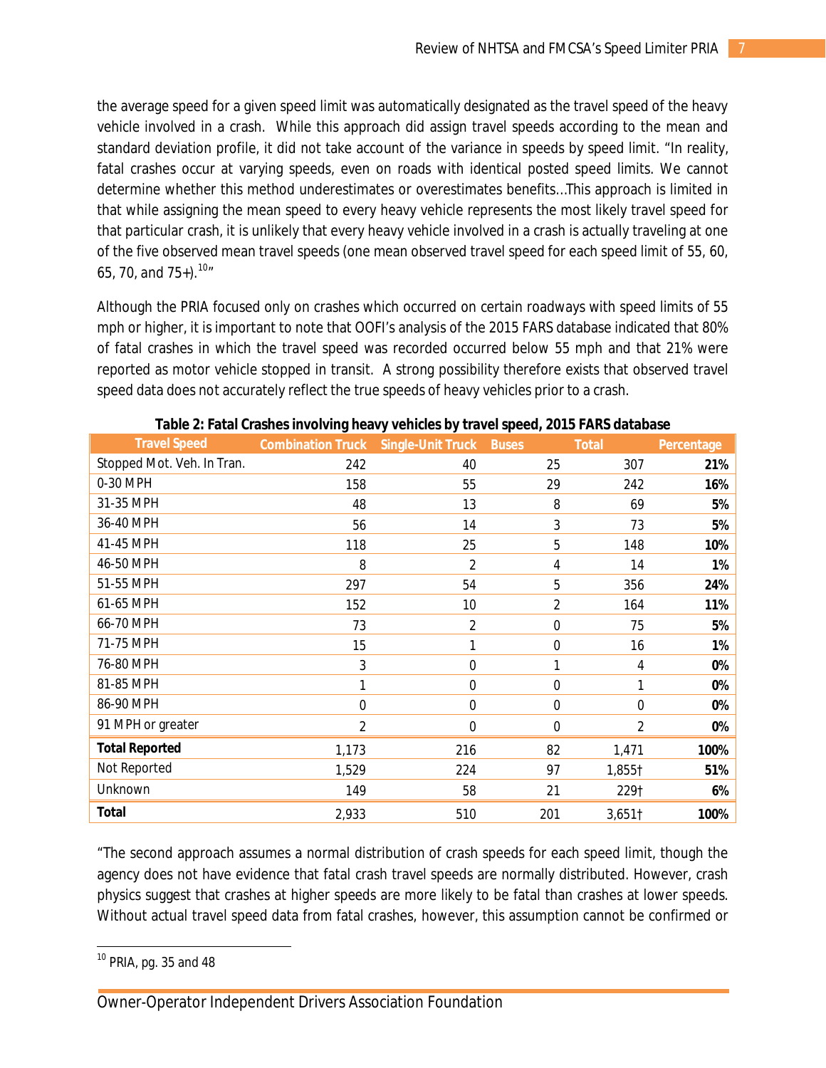the average speed for a given speed limit was automatically designated as the travel speed of the heavy vehicle involved in a crash. While this approach did assign travel speeds according to the mean and standard deviation profile, it did not take account of the variance in speeds by speed limit. "In reality, fatal crashes occur at varying speeds, even on roads with identical posted speed limits. We cannot determine whether this method underestimates or overestimates benefits…This approach is limited in that while assigning the mean speed to every heavy vehicle represents the most likely travel speed for that particular crash, it is unlikely that every heavy vehicle involved in a crash is actually traveling at one of the five observed mean travel speeds (one mean observed travel speed for each speed limit of 55, 60, 65, 70, and 75+).[10]"

Although the PRIA focused only on crashes which occurred on certain roadways with speed limits of 55 mph or higher, it is important to note that OOFI's analysis of the 2015 FARS database indicated that 80% of fatal crashes in which the travel speed was recorded occurred below 55 mph and that 21% were reported as motor vehicle stopped in transit. A strong possibility therefore exists that observed travel speed data does not accurately reflect the true speeds of heavy vehicles prior to a crash.

**Table 2: Fatal Crashes involving heavy vehicles by travel speed, 2015 FARS database**

| Travel Speed | Combination Truck | Single-Unit Truck | Buses | Total | Percentage |
|---|---|---|---|---|---|
| Stopped Mot. Veh. In Tran. | 242 | 40 | 25 | 307 | **21%** |
| 0-30 MPH | 158 | 55 | 29 | 242 | **16%** |
| 31-35 MPH | 48 | 13 | 8 | 69 | **5%** |
| 36-40 MPH | 56 | 14 | 3 | 73 | **5%** |
| 41-45 MPH | 118 | 25 | 5 | 148 | **10%** |
| 46-50 MPH | 8 | 2 | 4 | 14 | **1%** |
| 51-55 MPH | 297 | 54 | 5 | 356 | **24%** |
| 61-65 MPH | 152 | 10 | 2 | 164 | **11%** |
| 66-70 MPH | 73 | 2 | 0 | 75 | **5%** |
| 71-75 MPH | 15 | 1 | 0 | 16 | **1%** |
| 76-80 MPH | 3 | 0 | 1 | 4 | **0%** |
| 81-85 MPH | 1 | 0 | 0 | 1 | **0%** |
| 86-90 MPH | 0 | 0 | 0 | 0 | **0%** |
| 91 MPH or greater | 2 | 0 | 0 | 2 | **0%** |
| **Total Reported** | 1,173 | 216 | 82 | 1,471 | **100%** |
| Not Reported | 1,529 | 224 | 97 | 1,855† | **51%** |
| Unknown | 149 | 58 | 21 | 229† | **6%** |
| **Total** | 2,933 | 510 | 201 | 3,651† | **100%** |

"The second approach assumes a normal distribution of crash speeds for each speed limit, though the agency does not have evidence that fatal crash travel speeds are normally distributed. However, crash physics suggest that crashes at higher speeds are more likely to be fatal than crashes at lower speeds. Without actual travel speed data from fatal crashes, however, this assumption cannot be confirmed or

[10] PRIA, pg. 35 and 48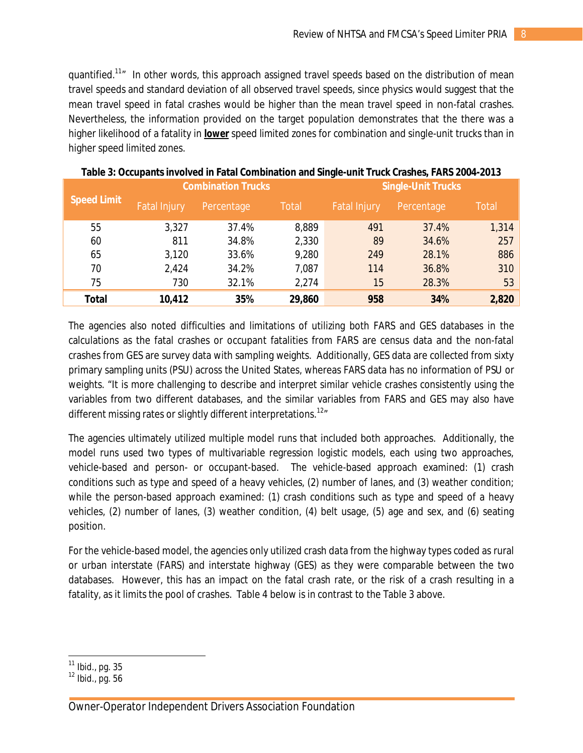quantified.[11]" In other words, this approach assigned travel speeds based on the distribution of mean travel speeds and standard deviation of all observed travel speeds, since physics would suggest that the mean travel speed in fatal crashes would be higher than the mean travel speed in non-fatal crashes. Nevertheless, the information provided on the target population demonstrates that the there was a higher likelihood of a fatality in **lower** speed limited zones for combination and single-unit trucks than in higher speed limited zones.

**Table 3: Occupants involved in Fatal Combination and Single-unit Truck Crashes, FARS 2004-2013**

| Speed Limit | Combination Trucks | | | Single-Unit Trucks | | |
|---|---|---|---|---|---|---|
| | Fatal Injury | Percentage | Total | Fatal Injury | Percentage | Total |
| 55 | 3,327 | 37.4% | 8,889 | 491 | 37.4% | 1,314 |
| 60 | 811 | 34.8% | 2,330 | 89 | 34.6% | 257 |
| 65 | 3,120 | 33.6% | 9,280 | 249 | 28.1% | 886 |
| 70 | 2,424 | 34.2% | 7,087 | 114 | 36.8% | 310 |
| 75 | 730 | 32.1% | 2,274 | 15 | 28.3% | 53 |
| **Total** | **10,412** | **35%** | **29,860** | **958** | **34%** | **2,820** |

The agencies also noted difficulties and limitations of utilizing both FARS and GES databases in the calculations as the fatal crashes or occupant fatalities from FARS are census data and the non-fatal crashes from GES are survey data with sampling weights. Additionally, GES data are collected from sixty primary sampling units (PSU) across the United States, whereas FARS data has no information of PSU or weights. "It is more challenging to describe and interpret similar vehicle crashes consistently using the variables from two different databases, and the similar variables from FARS and GES may also have different missing rates or slightly different interpretations.[12]"

The agencies ultimately utilized multiple model runs that included both approaches. Additionally, the model runs used two types of multivariable regression logistic models, each using two approaches, vehicle-based and person- or occupant-based. The vehicle-based approach examined: (1) crash conditions such as type and speed of a heavy vehicles, (2) number of lanes, and (3) weather condition; while the person-based approach examined: (1) crash conditions such as type and speed of a heavy vehicles, (2) number of lanes, (3) weather condition, (4) belt usage, (5) age and sex, and (6) seating position.

For the vehicle-based model, the agencies only utilized crash data from the highway types coded as rural or urban interstate (FARS) and interstate highway (GES) as they were comparable between the two databases. However, this has an impact on the fatal crash rate, or the risk of a crash resulting in a fatality, as it limits the pool of crashes. Table 4 below is in contrast to the Table 3 above.

[11] Ibid., pg. 35
[12] Ibid., pg. 56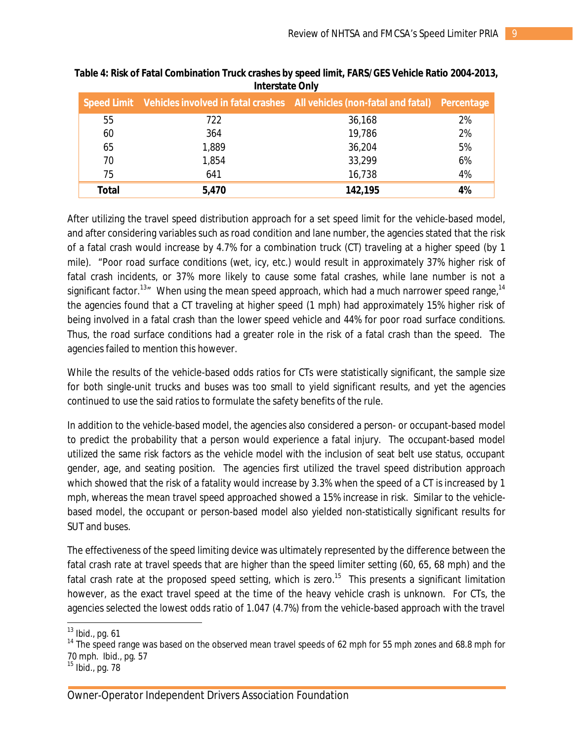**Table 4: Risk of Fatal Combination Truck crashes by speed limit, FARS/GES Vehicle Ratio 2004-2013, Interstate Only**

| Speed Limit | Vehicles involved in fatal crashes | All vehicles (non-fatal and fatal) | Percentage |
|---|---|---|---|
| 55 | 722 | 36,168 | 2% |
| 60 | 364 | 19,786 | 2% |
| 65 | 1,889 | 36,204 | 5% |
| 70 | 1,854 | 33,299 | 6% |
| 75 | 641 | 16,738 | 4% |
| **Total** | **5,470** | **142,195** | **4%** |

After utilizing the travel speed distribution approach for a set speed limit for the vehicle-based model, and after considering variables such as road condition and lane number, the agencies stated that the risk of a fatal crash would increase by 4.7% for a combination truck (CT) traveling at a higher speed (by 1 mile). "Poor road surface conditions (wet, icy, etc.) would result in approximately 37% higher risk of fatal crash incidents, or 37% more likely to cause some fatal crashes, while lane number is not a significant factor.[13]" When using the mean speed approach, which had a much narrower speed range,[14] the agencies found that a CT traveling at higher speed (1 mph) had approximately 15% higher risk of being involved in a fatal crash than the lower speed vehicle and 44% for poor road surface conditions. Thus, the road surface conditions had a greater role in the risk of a fatal crash than the speed. The agencies failed to mention this however.

While the results of the vehicle-based odds ratios for CTs were statistically significant, the sample size for both single-unit trucks and buses was too small to yield significant results, and yet the agencies continued to use the said ratios to formulate the safety benefits of the rule.

In addition to the vehicle-based model, the agencies also considered a person- or occupant-based model to predict the probability that a person would experience a fatal injury. The occupant-based model utilized the same risk factors as the vehicle model with the inclusion of seat belt use status, occupant gender, age, and seating position. The agencies first utilized the travel speed distribution approach which showed that the risk of a fatality would increase by 3.3% when the speed of a CT is increased by 1 mph, whereas the mean travel speed approached showed a 15% increase in risk. Similar to the vehicle-based model, the occupant or person-based model also yielded non-statistically significant results for SUT and buses.

The effectiveness of the speed limiting device was ultimately represented by the difference between the fatal crash rate at travel speeds that are higher than the speed limiter setting (60, 65, 68 mph) and the fatal crash rate at the proposed speed setting, which is zero.[15] This presents a significant limitation however, as the exact travel speed at the time of the heavy vehicle crash is unknown. For CTs, the agencies selected the lowest odds ratio of 1.047 (4.7%) from the vehicle-based approach with the travel

---

[13] Ibid., pg. 61

[14] The speed range was based on the observed mean travel speeds of 62 mph for 55 mph zones and 68.8 mph for 70 mph. Ibid., pg. 57

[15] Ibid., pg. 78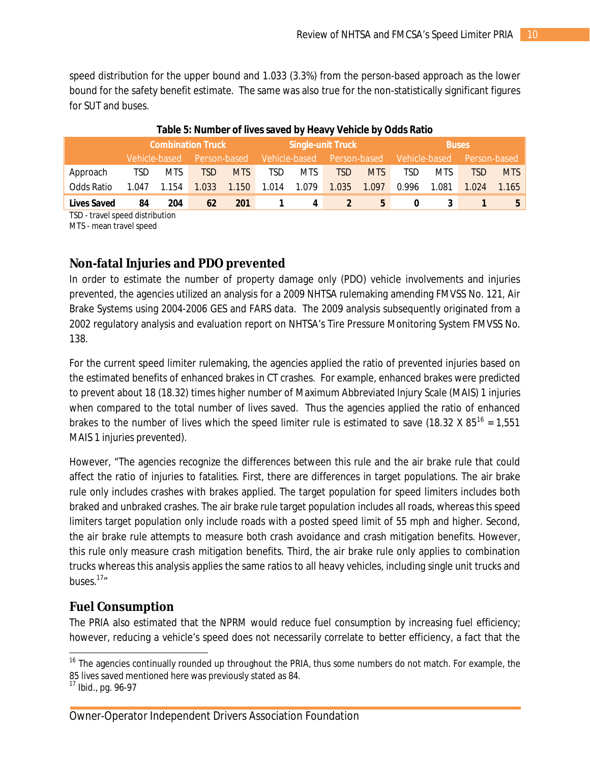speed distribution for the upper bound and 1.033 (3.3%) from the person-based approach as the lower bound for the safety benefit estimate. The same was also true for the non-statistically significant figures for SUT and buses.

**Table 5: Number of lives saved by Heavy Vehicle by Odds Ratio**

| | Combination Truck | | | | Single-unit Truck | | | | Buses | | | |
|---|---|---|---|---|---|---|---|---|---|---|---|---|
| | Vehicle-based | | Person-based | | Vehicle-based | | Person-based | | Vehicle-based | | Person-based | |
| Approach | TSD | MTS | TSD | MTS | TSD | MTS | TSD | MTS | TSD | MTS | TSD | MTS |
| Odds Ratio | 1.047 | 1.154 | 1.033 | 1.150 | 1.014 | 1.079 | 1.035 | 1.097 | 0.996 | 1.081 | 1.024 | 1.165 |
| **Lives Saved** | **84** | **204** | **62** | **201** | **1** | **4** | **2** | **5** | **0** | **3** | **1** | **5** |

TSD - travel speed distribution
MTS - mean travel speed

## Non-fatal Injuries and PDO prevented

In order to estimate the number of property damage only (PDO) vehicle involvements and injuries prevented, the agencies utilized an analysis for a 2009 NHTSA rulemaking amending FMVSS No. 121, Air Brake Systems using 2004-2006 GES and FARS data. The 2009 analysis subsequently originated from a 2002 regulatory analysis and evaluation report on NHTSA's Tire Pressure Monitoring System FMVSS No. 138.

For the current speed limiter rulemaking, the agencies applied the ratio of prevented injuries based on the estimated benefits of enhanced brakes in CT crashes. For example, enhanced brakes were predicted to prevent about 18 (18.32) times higher number of Maximum Abbreviated Injury Scale (MAIS) 1 injuries when compared to the total number of lives saved. Thus the agencies applied the ratio of enhanced brakes to the number of lives which the speed limiter rule is estimated to save (18.32 X 85[16] = 1,551 MAIS 1 injuries prevented).

However, "The agencies recognize the differences between this rule and the air brake rule that could affect the ratio of injuries to fatalities. First, there are differences in target populations. The air brake rule only includes crashes with brakes applied. The target population for speed limiters includes both braked and unbraked crashes. The air brake rule target population includes all roads, whereas this speed limiters target population only include roads with a posted speed limit of 55 mph and higher. Second, the air brake rule attempts to measure both crash avoidance and crash mitigation benefits. However, this rule only measure crash mitigation benefits. Third, the air brake rule only applies to combination trucks whereas this analysis applies the same ratios to all heavy vehicles, including single unit trucks and buses.[17]"

## Fuel Consumption

The PRIA also estimated that the NPRM would reduce fuel consumption by increasing fuel efficiency; however, reducing a vehicle's speed does not necessarily correlate to better efficiency, a fact that the

---

[16] The agencies continually rounded up throughout the PRIA, thus some numbers do not match. For example, the 85 lives saved mentioned here was previously stated as 84.

[17] Ibid., pg. 96-97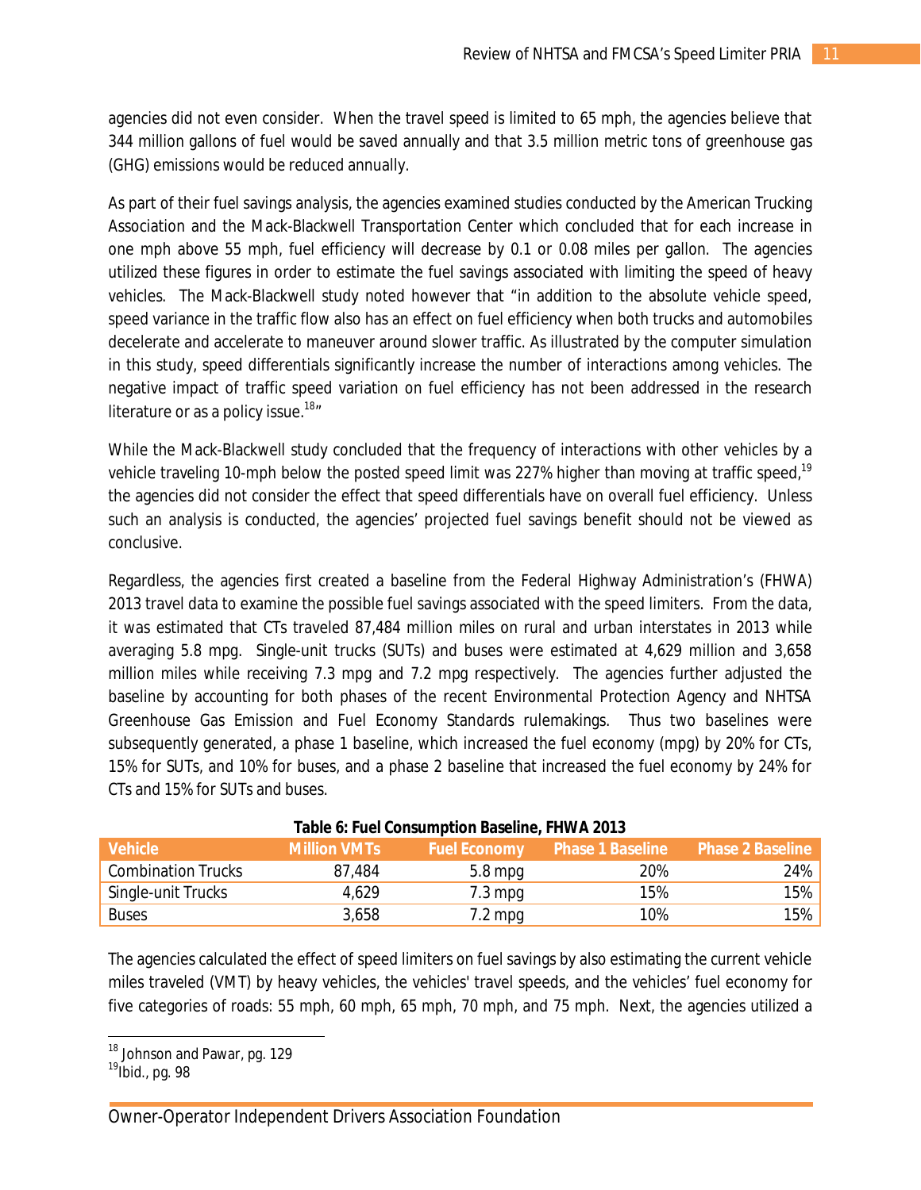agencies did not even consider. When the travel speed is limited to 65 mph, the agencies believe that 344 million gallons of fuel would be saved annually and that 3.5 million metric tons of greenhouse gas (GHG) emissions would be reduced annually.

As part of their fuel savings analysis, the agencies examined studies conducted by the American Trucking Association and the Mack-Blackwell Transportation Center which concluded that for each increase in one mph above 55 mph, fuel efficiency will decrease by 0.1 or 0.08 miles per gallon. The agencies utilized these figures in order to estimate the fuel savings associated with limiting the speed of heavy vehicles. The Mack-Blackwell study noted however that "in addition to the absolute vehicle speed, speed variance in the traffic flow also has an effect on fuel efficiency when both trucks and automobiles decelerate and accelerate to maneuver around slower traffic. As illustrated by the computer simulation in this study, speed differentials significantly increase the number of interactions among vehicles. The negative impact of traffic speed variation on fuel efficiency has not been addressed in the research literature or as a policy issue.[18]"

While the Mack-Blackwell study concluded that the frequency of interactions with other vehicles by a vehicle traveling 10-mph below the posted speed limit was 227% higher than moving at traffic speed,[19] the agencies did not consider the effect that speed differentials have on overall fuel efficiency. Unless such an analysis is conducted, the agencies' projected fuel savings benefit should not be viewed as conclusive.

Regardless, the agencies first created a baseline from the Federal Highway Administration's (FHWA) 2013 travel data to examine the possible fuel savings associated with the speed limiters. From the data, it was estimated that CTs traveled 87,484 million miles on rural and urban interstates in 2013 while averaging 5.8 mpg. Single-unit trucks (SUTs) and buses were estimated at 4,629 million and 3,658 million miles while receiving 7.3 mpg and 7.2 mpg respectively. The agencies further adjusted the baseline by accounting for both phases of the recent Environmental Protection Agency and NHTSA Greenhouse Gas Emission and Fuel Economy Standards rulemakings. Thus two baselines were subsequently generated, a phase 1 baseline, which increased the fuel economy (mpg) by 20% for CTs, 15% for SUTs, and 10% for buses, and a phase 2 baseline that increased the fuel economy by 24% for CTs and 15% for SUTs and buses.

**Table 6: Fuel Consumption Baseline, FHWA 2013**

| Vehicle | Million VMTs | Fuel Economy | Phase 1 Baseline | Phase 2 Baseline |
|---|---|---|---|---|
| Combination Trucks | 87,484 | 5.8 mpg | 20% | 24% |
| Single-unit Trucks | 4,629 | 7.3 mpg | 15% | 15% |
| Buses | 3,658 | 7.2 mpg | 10% | 15% |

The agencies calculated the effect of speed limiters on fuel savings by also estimating the current vehicle miles traveled (VMT) by heavy vehicles, the vehicles' travel speeds, and the vehicles' fuel economy for five categories of roads: 55 mph, 60 mph, 65 mph, 70 mph, and 75 mph. Next, the agencies utilized a

[18] Johnson and Pawar, pg. 129

[19] Ibid., pg. 98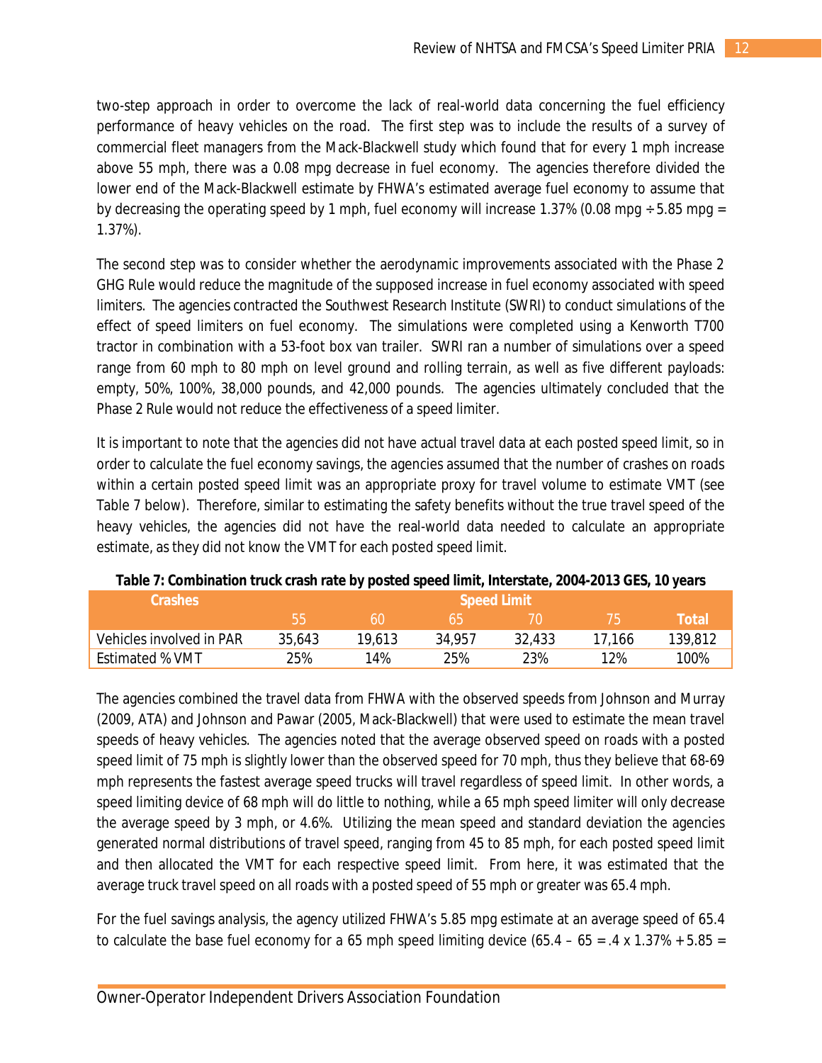two-step approach in order to overcome the lack of real-world data concerning the fuel efficiency performance of heavy vehicles on the road. The first step was to include the results of a survey of commercial fleet managers from the Mack-Blackwell study which found that for every 1 mph increase above 55 mph, there was a 0.08 mpg decrease in fuel economy. The agencies therefore divided the lower end of the Mack-Blackwell estimate by FHWA's estimated average fuel economy to assume that by decreasing the operating speed by 1 mph, fuel economy will increase 1.37% (0.08 mpg ÷ 5.85 mpg = 1.37%).

The second step was to consider whether the aerodynamic improvements associated with the Phase 2 GHG Rule would reduce the magnitude of the supposed increase in fuel economy associated with speed limiters. The agencies contracted the Southwest Research Institute (SWRI) to conduct simulations of the effect of speed limiters on fuel economy. The simulations were completed using a Kenworth T700 tractor in combination with a 53-foot box van trailer. SWRI ran a number of simulations over a speed range from 60 mph to 80 mph on level ground and rolling terrain, as well as five different payloads: empty, 50%, 100%, 38,000 pounds, and 42,000 pounds. The agencies ultimately concluded that the Phase 2 Rule would not reduce the effectiveness of a speed limiter.

It is important to note that the agencies did not have actual travel data at each posted speed limit, so in order to calculate the fuel economy savings, the agencies assumed that the number of crashes on roads within a certain posted speed limit was an appropriate proxy for travel volume to estimate VMT (see Table 7 below). Therefore, similar to estimating the safety benefits without the true travel speed of the heavy vehicles, the agencies did not have the real-world data needed to calculate an appropriate estimate, as they did not know the VMT for each posted speed limit.

**Table 7: Combination truck crash rate by posted speed limit, Interstate, 2004-2013 GES, 10 years**

| Crashes | Speed Limit | | | | | |
|---|---|---|---|---|---|---|
| | 55 | 60 | 65 | 70 | 75 | Total |
| Vehicles involved in PAR | 35,643 | 19,613 | 34,957 | 32,433 | 17,166 | 139,812 |
| Estimated % VMT | 25% | 14% | 25% | 23% | 12% | 100% |

The agencies combined the travel data from FHWA with the observed speeds from Johnson and Murray (2009, ATA) and Johnson and Pawar (2005, Mack-Blackwell) that were used to estimate the mean travel speeds of heavy vehicles. The agencies noted that the average observed speed on roads with a posted speed limit of 75 mph is slightly lower than the observed speed for 70 mph, thus they believe that 68-69 mph represents the fastest average speed trucks will travel regardless of speed limit. In other words, a speed limiting device of 68 mph will do little to nothing, while a 65 mph speed limiter will only decrease the average speed by 3 mph, or 4.6%. Utilizing the mean speed and standard deviation the agencies generated normal distributions of travel speed, ranging from 45 to 85 mph, for each posted speed limit and then allocated the VMT for each respective speed limit. From here, it was estimated that the average truck travel speed on all roads with a posted speed of 55 mph or greater was 65.4 mph.

For the fuel savings analysis, the agency utilized FHWA's 5.85 mpg estimate at an average speed of 65.4 to calculate the base fuel economy for a 65 mph speed limiting device (65.4 – 65 = .4 x 1.37% + 5.85 =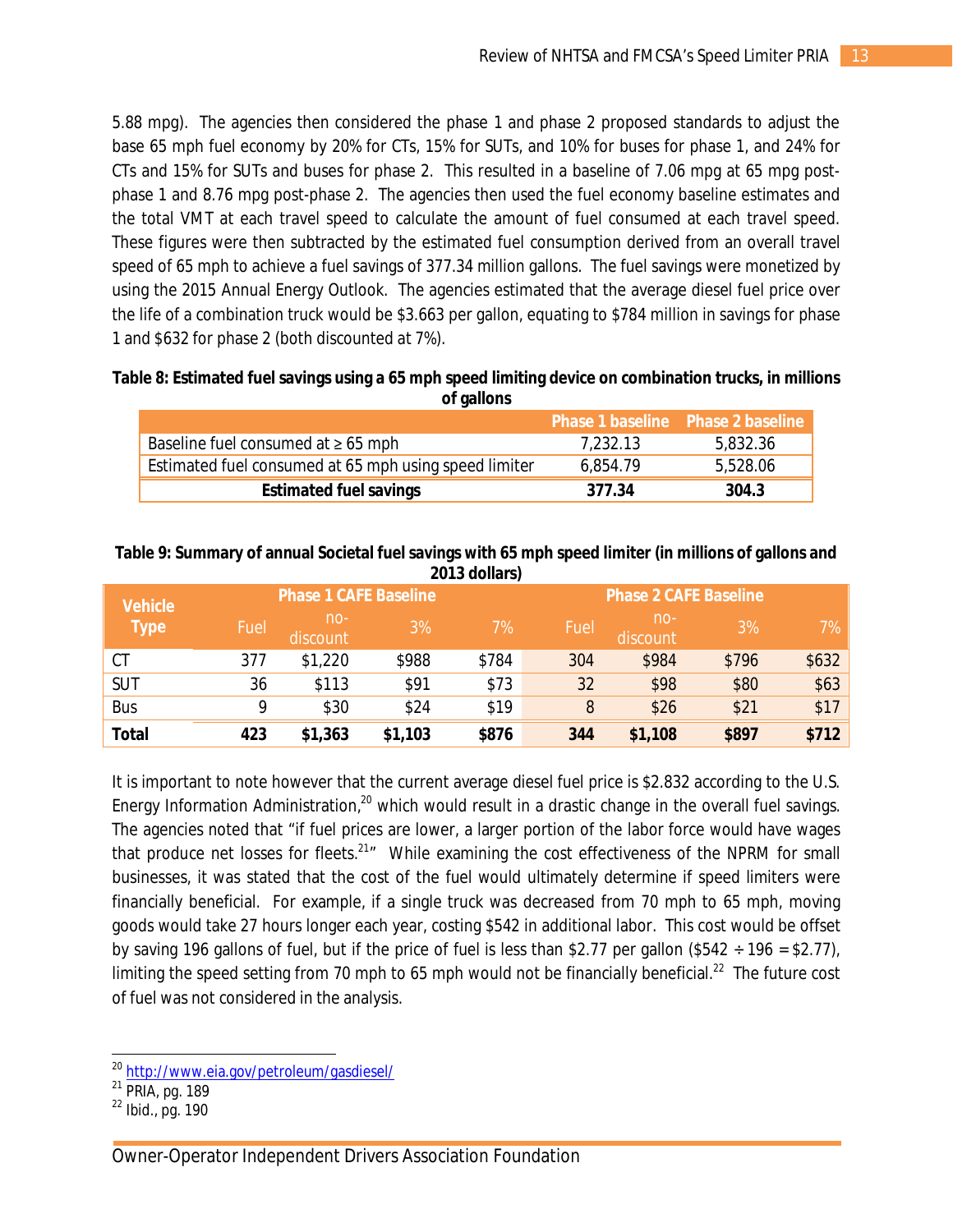5.88 mpg). The agencies then considered the phase 1 and phase 2 proposed standards to adjust the base 65 mph fuel economy by 20% for CTs, 15% for SUTs, and 10% for buses for phase 1, and 24% for CTs and 15% for SUTs and buses for phase 2. This resulted in a baseline of 7.06 mpg at 65 mpg post-phase 1 and 8.76 mpg post-phase 2. The agencies then used the fuel economy baseline estimates and the total VMT at each travel speed to calculate the amount of fuel consumed at each travel speed. These figures were then subtracted by the estimated fuel consumption derived from an overall travel speed of 65 mph to achieve a fuel savings of 377.34 million gallons. The fuel savings were monetized by using the 2015 Annual Energy Outlook. The agencies estimated that the average diesel fuel price over the life of a combination truck would be $3.663 per gallon, equating to $784 million in savings for phase 1 and $632 for phase 2 (both discounted at 7%).

**Table 8: Estimated fuel savings using a 65 mph speed limiting device on combination trucks, in millions of gallons**

| | Phase 1 baseline | Phase 2 baseline |
|---|---|---|
| Baseline fuel consumed at ≥ 65 mph | 7,232.13 | 5,832.36 |
| Estimated fuel consumed at 65 mph using speed limiter | 6,854.79 | 5,528.06 |
| **Estimated fuel savings** | **377.34** | **304.3** |

**Table 9: Summary of annual Societal fuel savings with 65 mph speed limiter (in millions of gallons and 2013 dollars)**

| Vehicle Type | Phase 1 CAFE Baseline | | | | Phase 2 CAFE Baseline | | | |
|---|---|---|---|---|---|---|---|---|
| | Fuel | no-discount | 3% | 7% | Fuel | no-discount | 3% | 7% |
| CT | 377 | $1,220 | $988 | $784 | 304 | $984 | $796 | $632 |
| SUT | 36 | $113 | $91 | $73 | 32 | $98 | $80 | $63 |
| Bus | 9 | $30 | $24 | $19 | 8 | $26 | $21 | $17 |
| **Total** | **423** | **$1,363** | **$1,103** | **$876** | **344** | **$1,108** | **$897** | **$712** |

It is important to note however that the current average diesel fuel price is $2.832 according to the U.S. Energy Information Administration,[20] which would result in a drastic change in the overall fuel savings. The agencies noted that "if fuel prices are lower, a larger portion of the labor force would have wages that produce net losses for fleets.[21]" While examining the cost effectiveness of the NPRM for small businesses, it was stated that the cost of the fuel would ultimately determine if speed limiters were financially beneficial. For example, if a single truck was decreased from 70 mph to 65 mph, moving goods would take 27 hours longer each year, costing $542 in additional labor. This cost would be offset by saving 196 gallons of fuel, but if the price of fuel is less than $2.77 per gallon ($542 ÷ 196 = $2.77), limiting the speed setting from 70 mph to 65 mph would not be financially beneficial.[22] The future cost of fuel was not considered in the analysis.

---

[20] http://www.eia.gov/petroleum/gasdiesel/

[21] PRIA, pg. 189

[22] Ibid., pg. 190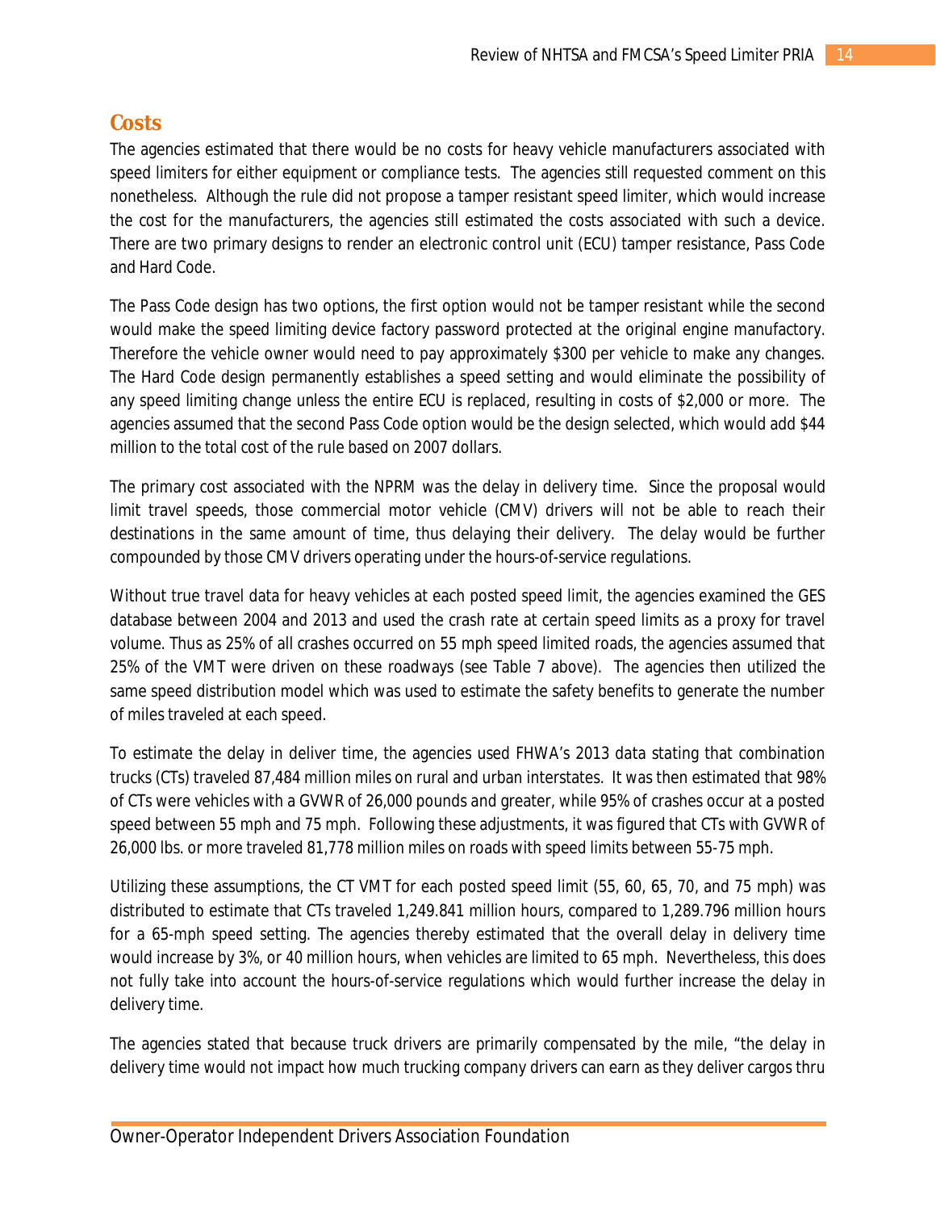## Costs

The agencies estimated that there would be no costs for heavy vehicle manufacturers associated with speed limiters for either equipment or compliance tests. The agencies still requested comment on this nonetheless. Although the rule did not propose a tamper resistant speed limiter, which would increase the cost for the manufacturers, the agencies still estimated the costs associated with such a device. There are two primary designs to render an electronic control unit (ECU) tamper resistance, Pass Code and Hard Code.

The Pass Code design has two options, the first option would not be tamper resistant while the second would make the speed limiting device factory password protected at the original engine manufactory. Therefore the vehicle owner would need to pay approximately $300 per vehicle to make any changes. The Hard Code design permanently establishes a speed setting and would eliminate the possibility of any speed limiting change unless the entire ECU is replaced, resulting in costs of $2,000 or more. The agencies assumed that the second Pass Code option would be the design selected, which would add $44 million to the total cost of the rule based on 2007 dollars.

The primary cost associated with the NPRM was the delay in delivery time. Since the proposal would limit travel speeds, those commercial motor vehicle (CMV) drivers will not be able to reach their destinations in the same amount of time, thus delaying their delivery. The delay would be further compounded by those CMV drivers operating under the hours-of-service regulations.

Without true travel data for heavy vehicles at each posted speed limit, the agencies examined the GES database between 2004 and 2013 and used the crash rate at certain speed limits as a proxy for travel volume. Thus as 25% of all crashes occurred on 55 mph speed limited roads, the agencies assumed that 25% of the VMT were driven on these roadways (see Table 7 above). The agencies then utilized the same speed distribution model which was used to estimate the safety benefits to generate the number of miles traveled at each speed.

To estimate the delay in deliver time, the agencies used FHWA's 2013 data stating that combination trucks (CTs) traveled 87,484 million miles on rural and urban interstates. It was then estimated that 98% of CTs were vehicles with a GVWR of 26,000 pounds and greater, while 95% of crashes occur at a posted speed between 55 mph and 75 mph. Following these adjustments, it was figured that CTs with GVWR of 26,000 lbs. or more traveled 81,778 million miles on roads with speed limits between 55-75 mph.

Utilizing these assumptions, the CT VMT for each posted speed limit (55, 60, 65, 70, and 75 mph) was distributed to estimate that CTs traveled 1,249.841 million hours, compared to 1,289.796 million hours for a 65-mph speed setting. The agencies thereby estimated that the overall delay in delivery time would increase by 3%, or 40 million hours, when vehicles are limited to 65 mph. Nevertheless, this does not fully take into account the hours-of-service regulations which would further increase the delay in delivery time.

The agencies stated that because truck drivers are primarily compensated by the mile, "the delay in delivery time would not impact how much trucking company drivers can earn as they deliver cargos thru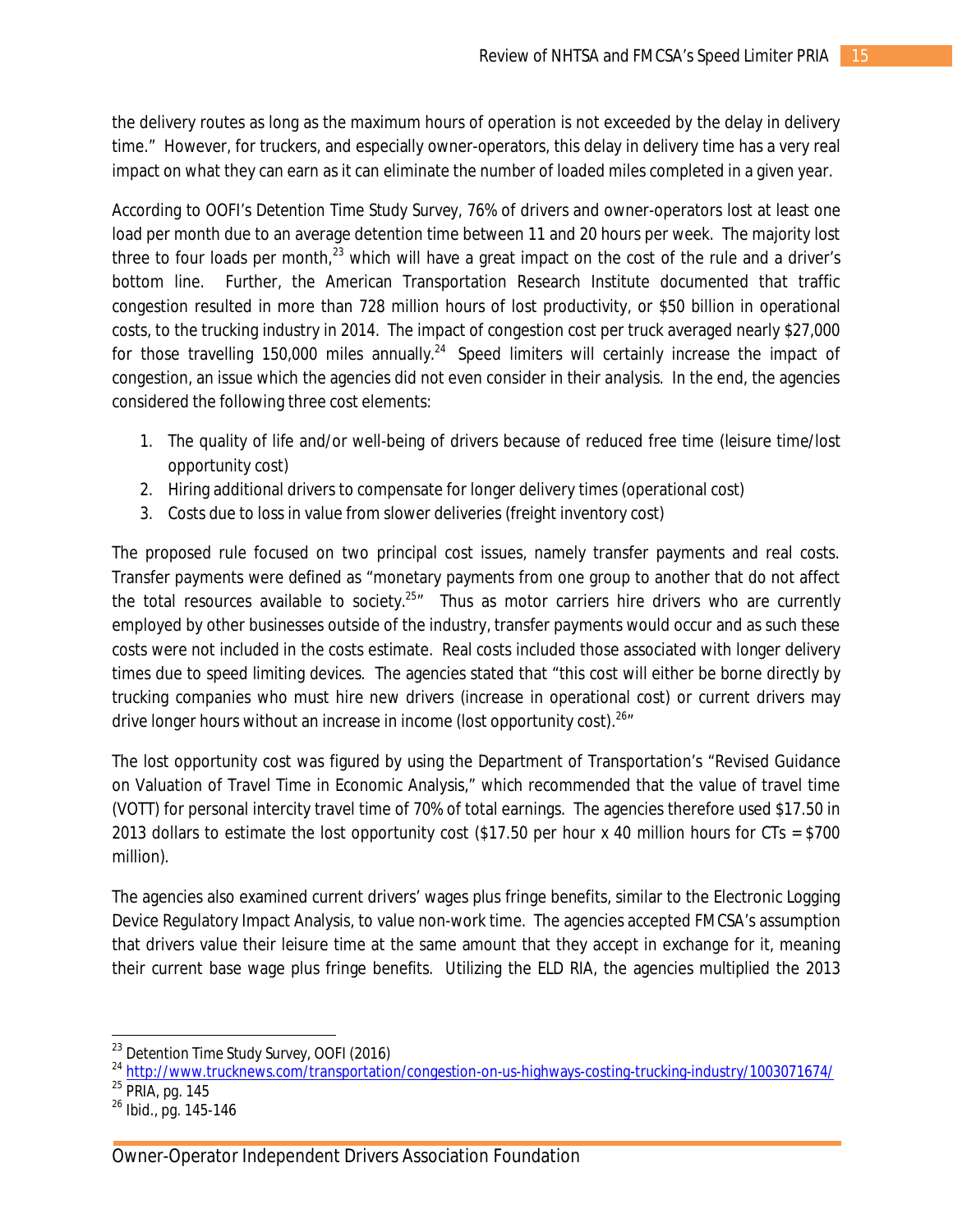the delivery routes as long as the maximum hours of operation is not exceeded by the delay in delivery time." However, for truckers, and especially owner-operators, this delay in delivery time has a very real impact on what they can earn as it can eliminate the number of loaded miles completed in a given year.

According to OOFI's Detention Time Study Survey, 76% of drivers and owner-operators lost at least one load per month due to an average detention time between 11 and 20 hours per week. The majority lost three to four loads per month,[23] which will have a great impact on the cost of the rule and a driver's bottom line. Further, the American Transportation Research Institute documented that traffic congestion resulted in more than 728 million hours of lost productivity, or $50 billion in operational costs, to the trucking industry in 2014. The impact of congestion cost per truck averaged nearly $27,000 for those travelling 150,000 miles annually.[24] Speed limiters will certainly increase the impact of congestion, an issue which the agencies did not even consider in their analysis. In the end, the agencies considered the following three cost elements:

1. The quality of life and/or well-being of drivers because of reduced free time (leisure time/lost opportunity cost)
2. Hiring additional drivers to compensate for longer delivery times (operational cost)
3. Costs due to loss in value from slower deliveries (freight inventory cost)

The proposed rule focused on two principal cost issues, namely transfer payments and real costs. Transfer payments were defined as "monetary payments from one group to another that do not affect the total resources available to society.[25]" Thus as motor carriers hire drivers who are currently employed by other businesses outside of the industry, transfer payments would occur and as such these costs were not included in the costs estimate. Real costs included those associated with longer delivery times due to speed limiting devices. The agencies stated that "this cost will either be borne directly by trucking companies who must hire new drivers (increase in operational cost) or current drivers may drive longer hours without an increase in income (lost opportunity cost).[26]"

The lost opportunity cost was figured by using the Department of Transportation's "Revised Guidance on Valuation of Travel Time in Economic Analysis," which recommended that the value of travel time (VOTT) for personal intercity travel time of 70% of total earnings. The agencies therefore used $17.50 in 2013 dollars to estimate the lost opportunity cost ($17.50 per hour x 40 million hours for CTs = $700 million).

The agencies also examined current drivers' wages plus fringe benefits, similar to the Electronic Logging Device Regulatory Impact Analysis, to value non-work time. The agencies accepted FMCSA's assumption that drivers value their leisure time at the same amount that they accept in exchange for it, meaning their current base wage plus fringe benefits. Utilizing the ELD RIA, the agencies multiplied the 2013

---

[23] Detention Time Study Survey, OOFI (2016)

[24] http://www.trucknews.com/transportation/congestion-on-us-highways-costing-trucking-industry/1003071674/

[25] PRIA, pg. 145

[26] Ibid., pg. 145-146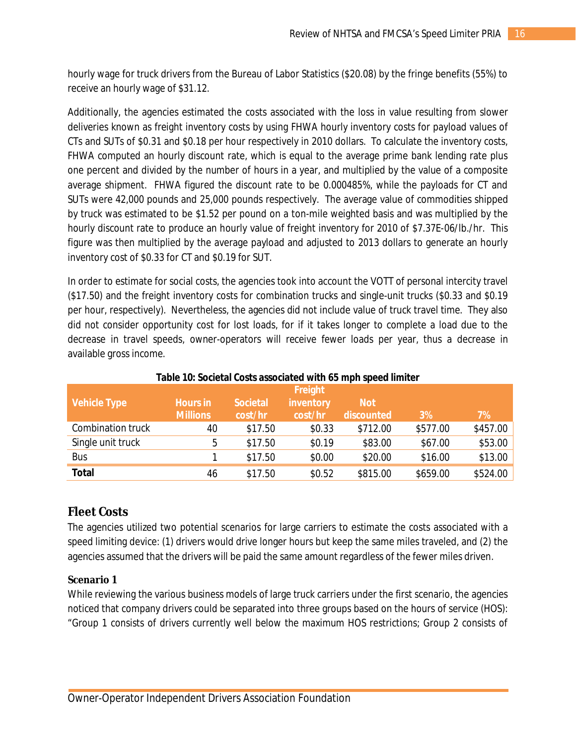hourly wage for truck drivers from the Bureau of Labor Statistics ($20.08) by the fringe benefits (55%) to receive an hourly wage of $31.12.

Additionally, the agencies estimated the costs associated with the loss in value resulting from slower deliveries known as freight inventory costs by using FHWA hourly inventory costs for payload values of CTs and SUTs of $0.31 and $0.18 per hour respectively in 2010 dollars. To calculate the inventory costs, FHWA computed an hourly discount rate, which is equal to the average prime bank lending rate plus one percent and divided by the number of hours in a year, and multiplied by the value of a composite average shipment. FHWA figured the discount rate to be 0.000485%, while the payloads for CT and SUTs were 42,000 pounds and 25,000 pounds respectively. The average value of commodities shipped by truck was estimated to be $1.52 per pound on a ton-mile weighted basis and was multiplied by the hourly discount rate to produce an hourly value of freight inventory for 2010 of $7.37E-06/lb./hr. This figure was then multiplied by the average payload and adjusted to 2013 dollars to generate an hourly inventory cost of $0.33 for CT and $0.19 for SUT.

In order to estimate for social costs, the agencies took into account the VOTT of personal intercity travel ($17.50) and the freight inventory costs for combination trucks and single-unit trucks ($0.33 and $0.19 per hour, respectively). Nevertheless, the agencies did not include value of truck travel time. They also did not consider opportunity cost for lost loads, for if it takes longer to complete a load due to the decrease in travel speeds, owner-operators will receive fewer loads per year, thus a decrease in available gross income.

**Table 10: Societal Costs associated with 65 mph speed limiter**

| Vehicle Type | Hours in Millions | Societal cost/hr | Freight inventory cost/hr | Not discounted | 3% | 7% |
|---|---|---|---|---|---|---|
| Combination truck | 40 | $17.50 | $0.33 | $712.00 | $577.00 | $457.00 |
| Single unit truck | 5 | $17.50 | $0.19 | $83.00 | $67.00 | $53.00 |
| Bus | 1 | $17.50 | $0.00 | $20.00 | $16.00 | $13.00 |
| **Total** | 46 | $17.50 | $0.52 | $815.00 | $659.00 | $524.00 |

## Fleet Costs

The agencies utilized two potential scenarios for large carriers to estimate the costs associated with a speed limiting device: (1) drivers would drive longer hours but keep the same miles traveled, and (2) the agencies assumed that the drivers will be paid the same amount regardless of the fewer miles driven.

### Scenario 1

While reviewing the various business models of large truck carriers under the first scenario, the agencies noticed that company drivers could be separated into three groups based on the hours of service (HOS): "Group 1 consists of drivers currently well below the maximum HOS restrictions; Group 2 consists of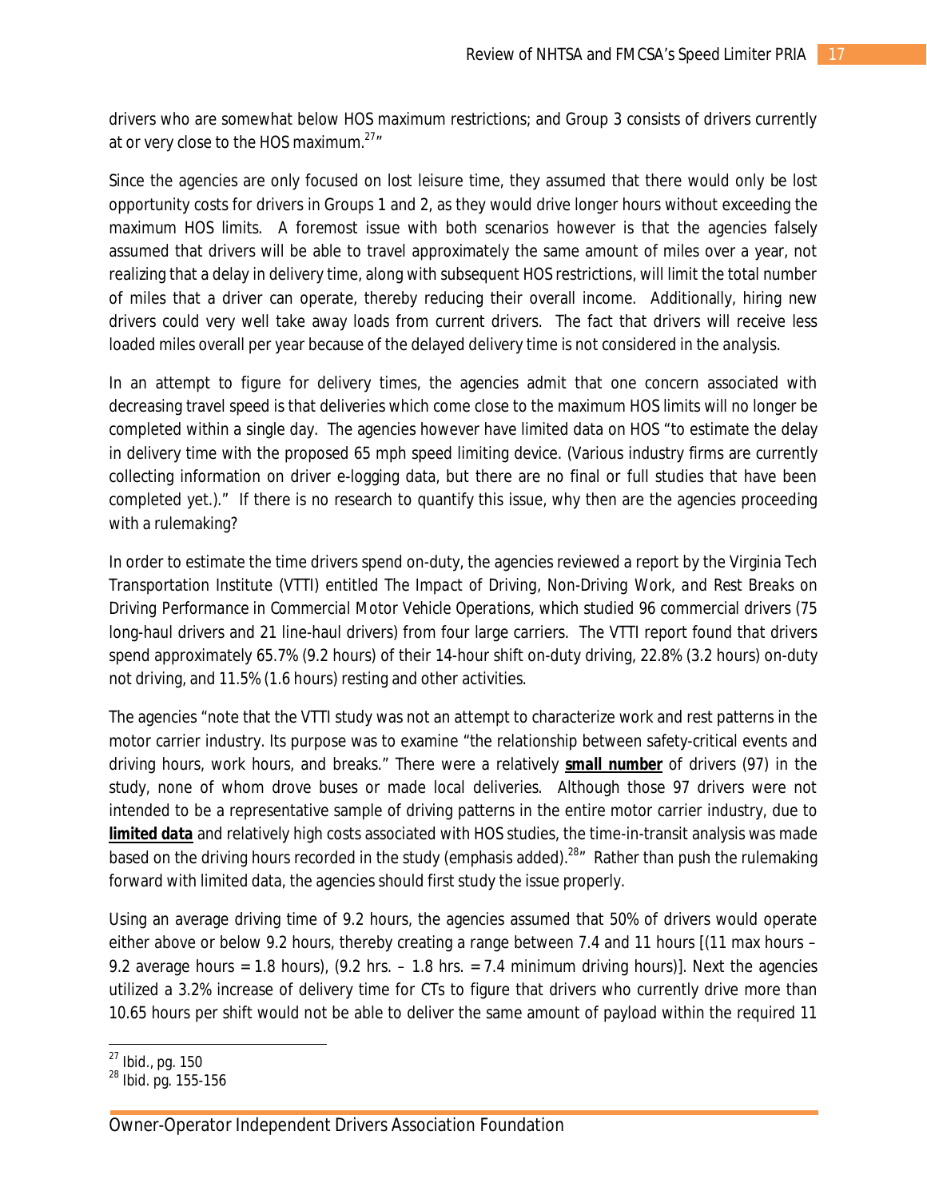drivers who are somewhat below HOS maximum restrictions; and Group 3 consists of drivers currently at or very close to the HOS maximum.[27]"

Since the agencies are only focused on lost leisure time, they assumed that there would only be lost opportunity costs for drivers in Groups 1 and 2, as they would drive longer hours without exceeding the maximum HOS limits. A foremost issue with both scenarios however is that the agencies falsely assumed that drivers will be able to travel approximately the same amount of miles over a year, not realizing that a delay in delivery time, along with subsequent HOS restrictions, will limit the total number of miles that a driver can operate, thereby reducing their overall income. Additionally, hiring new drivers could very well take away loads from current drivers. The fact that drivers will receive less loaded miles overall per year because of the delayed delivery time is not considered in the analysis.

In an attempt to figure for delivery times, the agencies admit that one concern associated with decreasing travel speed is that deliveries which come close to the maximum HOS limits will no longer be completed within a single day. The agencies however have limited data on HOS "to estimate the delay in delivery time with the proposed 65 mph speed limiting device. (Various industry firms are currently collecting information on driver e-logging data, but there are no final or full studies that have been completed yet.)." If there is no research to quantify this issue, why then are the agencies proceeding with a rulemaking?

In order to estimate the time drivers spend on-duty, the agencies reviewed a report by the Virginia Tech Transportation Institute (VTTI) entitled *The Impact of Driving, Non-Driving Work, and Rest Breaks on Driving Performance in Commercial Motor Vehicle Operations*, which studied 96 commercial drivers (75 long-haul drivers and 21 line-haul drivers) from four large carriers. The VTTI report found that drivers spend approximately 65.7% (9.2 hours) of their 14-hour shift on-duty driving, 22.8% (3.2 hours) on-duty not driving, and 11.5% (1.6 hours) resting and other activities.

The agencies "note that the VTTI study was not an attempt to characterize work and rest patterns in the motor carrier industry. Its purpose was to examine "the relationship between safety-critical events and driving hours, work hours, and breaks." There were a relatively **small number** of drivers (97) in the study, none of whom drove buses or made local deliveries. Although those 97 drivers were not intended to be a representative sample of driving patterns in the entire motor carrier industry, due to **limited data** and relatively high costs associated with HOS studies, the time-in-transit analysis was made based on the driving hours recorded in the study (emphasis added).[28]" Rather than push the rulemaking forward with limited data, the agencies should first study the issue properly.

Using an average driving time of 9.2 hours, the agencies assumed that 50% of drivers would operate either above or below 9.2 hours, thereby creating a range between 7.4 and 11 hours [(11 max hours – 9.2 average hours = 1.8 hours), (9.2 hrs. – 1.8 hrs. = 7.4 minimum driving hours)]. Next the agencies utilized a 3.2% increase of delivery time for CTs to figure that drivers who currently drive more than 10.65 hours per shift would not be able to deliver the same amount of payload within the required 11

---

[27] Ibid., pg. 150

[28] Ibid. pg. 155-156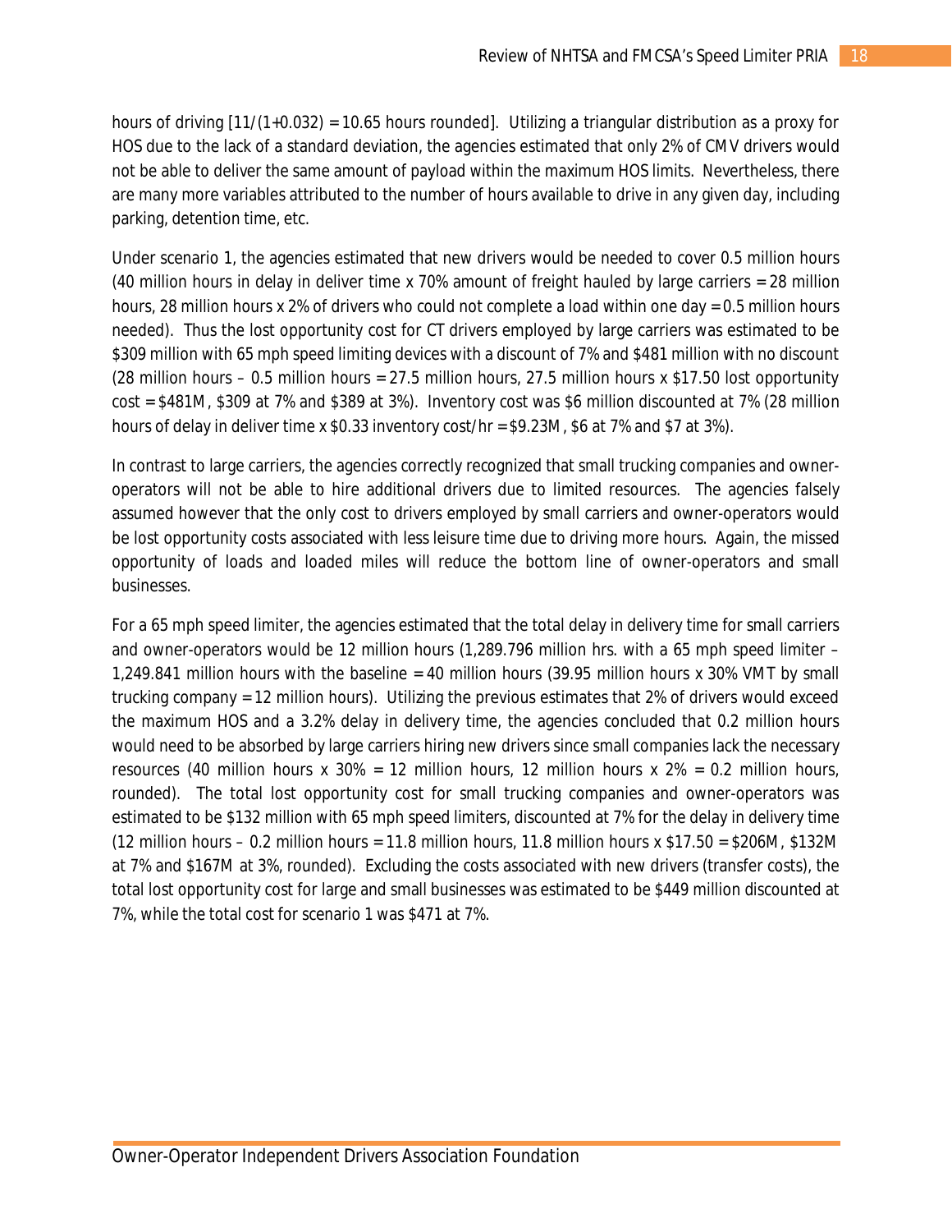hours of driving [11/(1+0.032) = 10.65 hours rounded]. Utilizing a triangular distribution as a proxy for HOS due to the lack of a standard deviation, the agencies estimated that only 2% of CMV drivers would not be able to deliver the same amount of payload within the maximum HOS limits. Nevertheless, there are many more variables attributed to the number of hours available to drive in any given day, including parking, detention time, etc.

Under scenario 1, the agencies estimated that new drivers would be needed to cover 0.5 million hours (40 million hours in delay in deliver time x 70% amount of freight hauled by large carriers = 28 million hours, 28 million hours x 2% of drivers who could not complete a load within one day = 0.5 million hours needed). Thus the lost opportunity cost for CT drivers employed by large carriers was estimated to be $309 million with 65 mph speed limiting devices with a discount of 7% and $481 million with no discount (28 million hours – 0.5 million hours = 27.5 million hours, 27.5 million hours x $17.50 lost opportunity cost = $481M, $309 at 7% and $389 at 3%). Inventory cost was $6 million discounted at 7% (28 million hours of delay in deliver time x $0.33 inventory cost/hr = $9.23M, $6 at 7% and $7 at 3%).

In contrast to large carriers, the agencies correctly recognized that small trucking companies and owner-operators will not be able to hire additional drivers due to limited resources. The agencies falsely assumed however that the only cost to drivers employed by small carriers and owner-operators would be lost opportunity costs associated with less leisure time due to driving more hours. Again, the missed opportunity of loads and loaded miles will reduce the bottom line of owner-operators and small businesses.

For a 65 mph speed limiter, the agencies estimated that the total delay in delivery time for small carriers and owner-operators would be 12 million hours (1,289.796 million hrs. with a 65 mph speed limiter – 1,249.841 million hours with the baseline = 40 million hours (39.95 million hours x 30% VMT by small trucking company = 12 million hours). Utilizing the previous estimates that 2% of drivers would exceed the maximum HOS and a 3.2% delay in delivery time, the agencies concluded that 0.2 million hours would need to be absorbed by large carriers hiring new drivers since small companies lack the necessary resources (40 million hours x 30% = 12 million hours, 12 million hours x 2% = 0.2 million hours, rounded). The total lost opportunity cost for small trucking companies and owner-operators was estimated to be $132 million with 65 mph speed limiters, discounted at 7% for the delay in delivery time (12 million hours – 0.2 million hours = 11.8 million hours, 11.8 million hours x $17.50 = $206M, $132M at 7% and $167M at 3%, rounded). Excluding the costs associated with new drivers (transfer costs), the total lost opportunity cost for large and small businesses was estimated to be $449 million discounted at 7%, while the total cost for scenario 1 was $471 at 7%.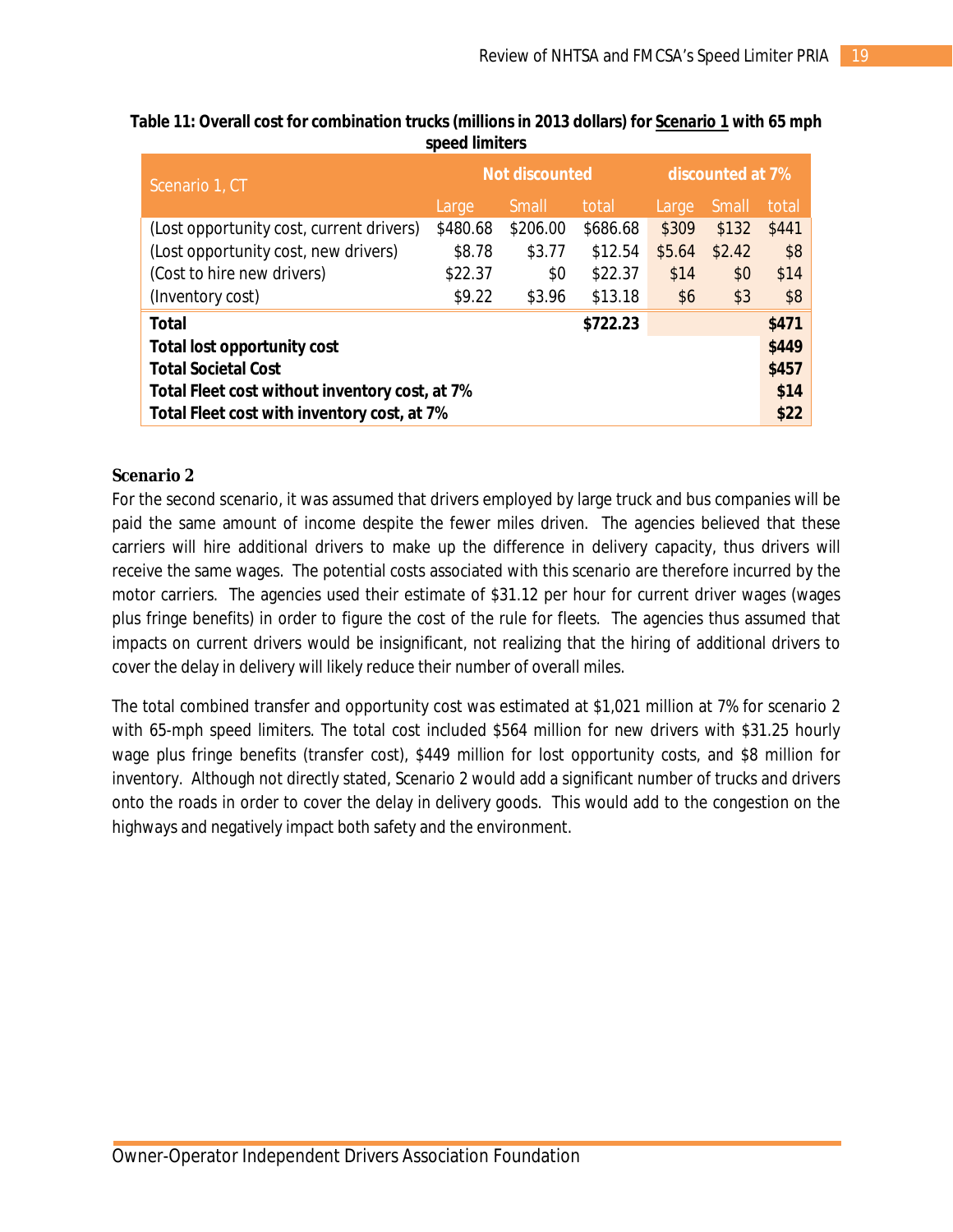**Table 11: Overall cost for combination trucks (millions in 2013 dollars) for Scenario 1 with 65 mph speed limiters**

| Scenario 1, CT | Not discounted | | | discounted at 7% | | |
|---|---|---|---|---|---|---|
| | Large | Small | total | Large | Small | total |
| (Lost opportunity cost, current drivers) | $480.68 | $206.00 | $686.68 | $309 | $132 | $441 |
| (Lost opportunity cost, new drivers) | $8.78 | $3.77 | $12.54 | $5.64 | $2.42 | $8 |
| (Cost to hire new drivers) | $22.37 | $0 | $22.37 | $14 | $0 | $14 |
| (Inventory cost) | $9.22 | $3.96 | $13.18 | $6 | $3 | $8 |
| **Total** | | | **$722.23** | | | **$471** |
| **Total lost opportunity cost** | | | | | | **$449** |
| **Total Societal Cost** | | | | | | **$457** |
| **Total Fleet cost without inventory cost, at 7%** | | | | | | **$14** |
| **Total Fleet cost with inventory cost, at 7%** | | | | | | **$22** |

### Scenario 2

For the second scenario, it was assumed that drivers employed by large truck and bus companies will be paid the same amount of income despite the fewer miles driven. The agencies believed that these carriers will hire additional drivers to make up the difference in delivery capacity, thus drivers will receive the same wages. The potential costs associated with this scenario are therefore incurred by the motor carriers. The agencies used their estimate of $31.12 per hour for current driver wages (wages plus fringe benefits) in order to figure the cost of the rule for fleets. The agencies thus assumed that impacts on current drivers would be insignificant, not realizing that the hiring of additional drivers to cover the delay in delivery will likely reduce their number of overall miles.

The total combined transfer and opportunity cost was estimated at $1,021 million at 7% for scenario 2 with 65-mph speed limiters. The total cost included $564 million for new drivers with $31.25 hourly wage plus fringe benefits (transfer cost), $449 million for lost opportunity costs, and $8 million for inventory. Although not directly stated, Scenario 2 would add a significant number of trucks and drivers onto the roads in order to cover the delay in delivery goods. This would add to the congestion on the highways and negatively impact both safety and the environment.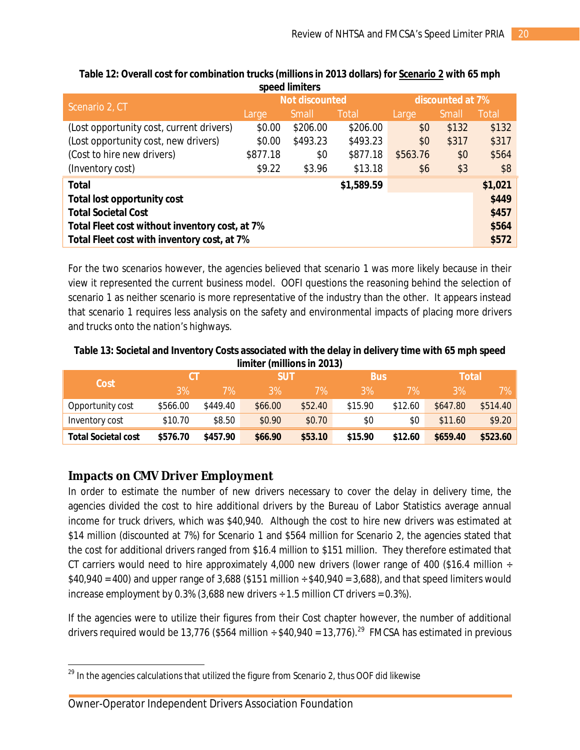**Table 12: Overall cost for combination trucks (millions in 2013 dollars) for Scenario 2 with 65 mph speed limiters**

| Scenario 2, CT | Not discounted | | | discounted at 7% | | |
|---|---|---|---|---|---|---|
| | Large | Small | Total | Large | Small | Total |
| (Lost opportunity cost, current drivers) | $0.00 | $206.00 | $206.00 | $0 | $132 | $132 |
| (Lost opportunity cost, new drivers) | $0.00 | $493.23 | $493.23 | $0 | $317 | $317 |
| (Cost to hire new drivers) | $877.18 | $0 | $877.18 | $563.76 | $0 | $564 |
| (Inventory cost) | $9.22 | $3.96 | $13.18 | $6 | $3 | $8 |
| **Total** | | | **$1,589.59** | | | **$1,021** |
| **Total lost opportunity cost** | | | | | | **$449** |
| **Total Societal Cost** | | | | | | **$457** |
| **Total Fleet cost without inventory cost, at 7%** | | | | | | **$564** |
| **Total Fleet cost with inventory cost, at 7%** | | | | | | **$572** |

For the two scenarios however, the agencies believed that scenario 1 was more likely because in their view it represented the current business model. OOFI questions the reasoning behind the selection of scenario 1 as neither scenario is more representative of the industry than the other. It appears instead that scenario 1 requires less analysis on the safety and environmental impacts of placing more drivers and trucks onto the nation's highways.

**Table 13: Societal and Inventory Costs associated with the delay in delivery time with 65 mph speed limiter (millions in 2013)**

| Cost | CT | | SUT | | Bus | | Total | |
|---|---|---|---|---|---|---|---|---|
| | 3% | 7% | 3% | 7% | 3% | 7% | 3% | 7% |
| Opportunity cost | $566.00 | $449.40 | $66.00 | $52.40 | $15.90 | $12.60 | $647.80 | $514.40 |
| Inventory cost | $10.70 | $8.50 | $0.90 | $0.70 | $0 | $0 | $11.60 | $9.20 |
| **Total Societal cost** | **$576.70** | **$457.90** | **$66.90** | **$53.10** | **$15.90** | **$12.60** | **$659.40** | **$523.60** |

## Impacts on CMV Driver Employment

In order to estimate the number of new drivers necessary to cover the delay in delivery time, the agencies divided the cost to hire additional drivers by the Bureau of Labor Statistics average annual income for truck drivers, which was $40,940. Although the cost to hire new drivers was estimated at $14 million (discounted at 7%) for Scenario 1 and $564 million for Scenario 2, the agencies stated that the cost for additional drivers ranged from $16.4 million to $151 million. They therefore estimated that CT carriers would need to hire approximately 4,000 new drivers (lower range of 400 ($16.4 million ÷ $40,940 = 400) and upper range of 3,688 ($151 million ÷ $40,940 = 3,688), and that speed limiters would increase employment by 0.3% (3,688 new drivers ÷ 1.5 million CT drivers = 0.3%).

If the agencies were to utilize their figures from their Cost chapter however, the number of additional drivers required would be 13,776 ($564 million ÷ $40,940 = 13,776).[29] FMCSA has estimated in previous

[29] In the agencies calculations that utilized the figure from Scenario 2, thus OOF did likewise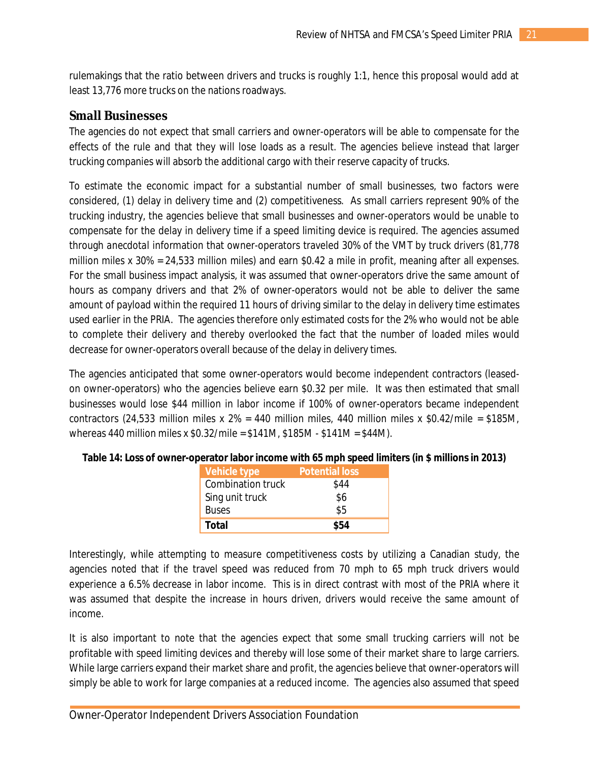rulemakings that the ratio between drivers and trucks is roughly 1:1, hence this proposal would add at least 13,776 more trucks on the nations roadways.

## Small Businesses

The agencies do not expect that small carriers and owner-operators will be able to compensate for the effects of the rule and that they will lose loads as a result. The agencies believe instead that larger trucking companies will absorb the additional cargo with their reserve capacity of trucks.

To estimate the economic impact for a substantial number of small businesses, two factors were considered, (1) delay in delivery time and (2) competitiveness. As small carriers represent 90% of the trucking industry, the agencies believe that small businesses and owner-operators would be unable to compensate for the delay in delivery time if a speed limiting device is required. The agencies assumed through anecdotal information that owner-operators traveled 30% of the VMT by truck drivers (81,778 million miles x 30% = 24,533 million miles) and earn $0.42 a mile in profit, meaning after all expenses. For the small business impact analysis, it was assumed that owner-operators drive the same amount of hours as company drivers and that 2% of owner-operators would not be able to deliver the same amount of payload within the required 11 hours of driving similar to the delay in delivery time estimates used earlier in the PRIA. The agencies therefore only estimated costs for the 2% who would not be able to complete their delivery and thereby overlooked the fact that the number of loaded miles would decrease for owner-operators overall because of the delay in delivery times.

The agencies anticipated that some owner-operators would become independent contractors (leased-on owner-operators) who the agencies believe earn $0.32 per mile. It was then estimated that small businesses would lose $44 million in labor income if 100% of owner-operators became independent contractors (24,533 million miles x 2% = 440 million miles, 440 million miles x $0.42/mile = $185M, whereas 440 million miles x $0.32/mile = $141M, $185M - $141M = $44M).

**Table 14: Loss of owner-operator labor income with 65 mph speed limiters (in $ millions in 2013)**

| Vehicle type | Potential loss |
|---|---|
| Combination truck | $44 |
| Sing unit truck | $6 |
| Buses | $5 |
| **Total** | **$54** |

Interestingly, while attempting to measure competitiveness costs by utilizing a Canadian study, the agencies noted that if the travel speed was reduced from 70 mph to 65 mph truck drivers would experience a 6.5% decrease in labor income. This is in direct contrast with most of the PRIA where it was assumed that despite the increase in hours driven, drivers would receive the same amount of income.

It is also important to note that the agencies expect that some small trucking carriers will not be profitable with speed limiting devices and thereby will lose some of their market share to large carriers. While large carriers expand their market share and profit, the agencies believe that owner-operators will simply be able to work for large companies at a reduced income. The agencies also assumed that speed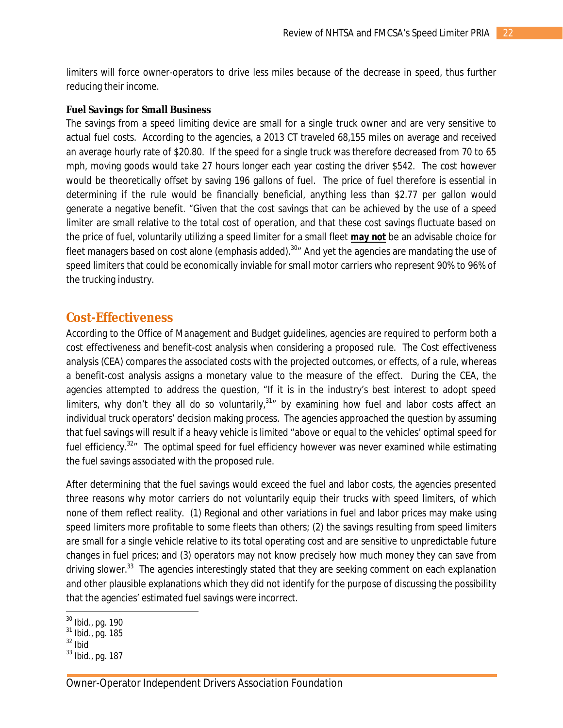limiters will force owner-operators to drive less miles because of the decrease in speed, thus further reducing their income.

**Fuel Savings for Small Business**

The savings from a speed limiting device are small for a single truck owner and are very sensitive to actual fuel costs. According to the agencies, a 2013 CT traveled 68,155 miles on average and received an average hourly rate of $20.80. If the speed for a single truck was therefore decreased from 70 to 65 mph, moving goods would take 27 hours longer each year costing the driver $542. The cost however would be theoretically offset by saving 196 gallons of fuel. The price of fuel therefore is essential in determining if the rule would be financially beneficial, anything less than $2.77 per gallon would generate a negative benefit. "Given that the cost savings that can be achieved by the use of a speed limiter are small relative to the total cost of operation, and that these cost savings fluctuate based on the price of fuel, voluntarily utilizing a speed limiter for a small fleet **<u>may not</u>** be an advisable choice for fleet managers based on cost alone (emphasis added).[30]" And yet the agencies are mandating the use of speed limiters that could be economically inviable for small motor carriers who represent 90% to 96% of the trucking industry.

## Cost-Effectiveness

According to the Office of Management and Budget guidelines, agencies are required to perform both a cost effectiveness and benefit-cost analysis when considering a proposed rule. The Cost effectiveness analysis (CEA) compares the associated costs with the projected outcomes, or effects, of a rule, whereas a benefit-cost analysis assigns a monetary value to the measure of the effect. During the CEA, the agencies attempted to address the question, "If it is in the industry's best interest to adopt speed limiters, why don't they all do so voluntarily,[31]" by examining how fuel and labor costs affect an individual truck operators' decision making process. The agencies approached the question by assuming that fuel savings will result if a heavy vehicle is limited "above or equal to the vehicles' optimal speed for fuel efficiency.[32]" The optimal speed for fuel efficiency however was never examined while estimating the fuel savings associated with the proposed rule.

After determining that the fuel savings would exceed the fuel and labor costs, the agencies presented three reasons why motor carriers do not voluntarily equip their trucks with speed limiters, of which none of them reflect reality. (1) Regional and other variations in fuel and labor prices may make using speed limiters more profitable to some fleets than others; (2) the savings resulting from speed limiters are small for a single vehicle relative to its total operating cost and are sensitive to unpredictable future changes in fuel prices; and (3) operators may not know precisely how much money they can save from driving slower.[33] The agencies interestingly stated that they are seeking comment on each explanation and other plausible explanations which they did not identify for the purpose of discussing the possibility that the agencies' estimated fuel savings were incorrect.

---

[30] Ibid., pg. 190
[31] Ibid., pg. 185
[32] Ibid
[33] Ibid., pg. 187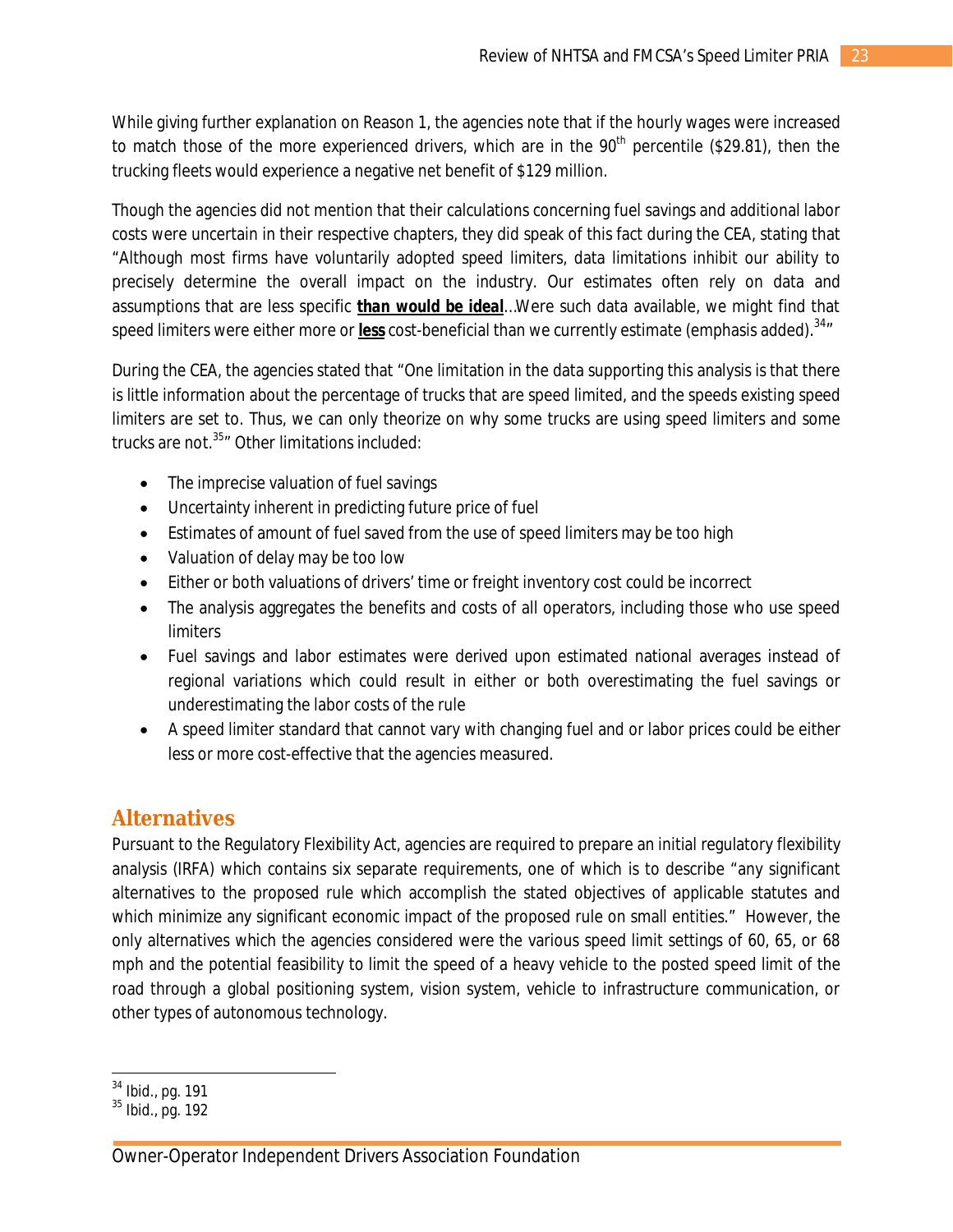While giving further explanation on Reason 1, the agencies note that if the hourly wages were increased to match those of the more experienced drivers, which are in the 90th percentile ($29.81), then the trucking fleets would experience a negative net benefit of $129 million.

Though the agencies did not mention that their calculations concerning fuel savings and additional labor costs were uncertain in their respective chapters, they did speak of this fact during the CEA, stating that "Although most firms have voluntarily adopted speed limiters, data limitations inhibit our ability to precisely determine the overall impact on the industry. Our estimates often rely on data and assumptions that are less specific ***than would be ideal***...Were such data available, we might find that speed limiters were either more or **less** cost-beneficial than we currently estimate (emphasis added).[34]"

During the CEA, the agencies stated that "One limitation in the data supporting this analysis is that there is little information about the percentage of trucks that are speed limited, and the speeds existing speed limiters are set to. Thus, we can only theorize on why some trucks are using speed limiters and some trucks are not.[35]" Other limitations included:

- The imprecise valuation of fuel savings
- Uncertainty inherent in predicting future price of fuel
- Estimates of amount of fuel saved from the use of speed limiters may be too high
- Valuation of delay may be too low
- Either or both valuations of drivers' time or freight inventory cost could be incorrect
- The analysis aggregates the benefits and costs of all operators, including those who use speed limiters
- Fuel savings and labor estimates were derived upon estimated national averages instead of regional variations which could result in either or both overestimating the fuel savings or underestimating the labor costs of the rule
- A speed limiter standard that cannot vary with changing fuel and or labor prices could be either less or more cost-effective that the agencies measured.

## Alternatives

Pursuant to the Regulatory Flexibility Act, agencies are required to prepare an initial regulatory flexibility analysis (IRFA) which contains six separate requirements, one of which is to describe "any significant alternatives to the proposed rule which accomplish the stated objectives of applicable statutes and which minimize any significant economic impact of the proposed rule on small entities." However, the only alternatives which the agencies considered were the various speed limit settings of 60, 65, or 68 mph and the potential feasibility to limit the speed of a heavy vehicle to the posted speed limit of the road through a global positioning system, vision system, vehicle to infrastructure communication, or other types of autonomous technology.

---

[34] Ibid., pg. 191

[35] Ibid., pg. 192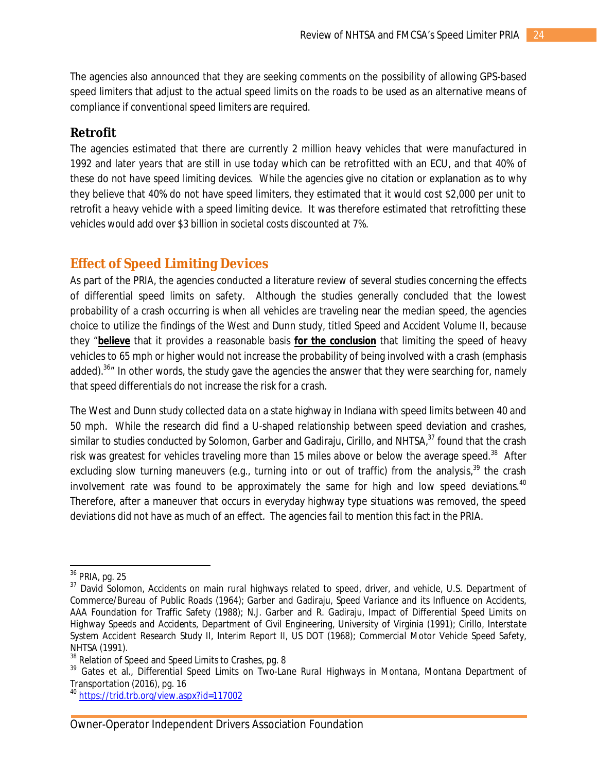The agencies also announced that they are seeking comments on the possibility of allowing GPS-based speed limiters that adjust to the actual speed limits on the roads to be used as an alternative means of compliance if conventional speed limiters are required.

### Retrofit

The agencies estimated that there are currently 2 million heavy vehicles that were manufactured in 1992 and later years that are still in use today which can be retrofitted with an ECU, and that 40% of these do not have speed limiting devices. While the agencies give no citation or explanation as to why they believe that 40% do not have speed limiters, they estimated that it would cost $2,000 per unit to retrofit a heavy vehicle with a speed limiting device. It was therefore estimated that retrofitting these vehicles would add over $3 billion in societal costs discounted at 7%.

## Effect of Speed Limiting Devices

As part of the PRIA, the agencies conducted a literature review of several studies concerning the effects of differential speed limits on safety. Although the studies generally concluded that the lowest probability of a crash occurring is when all vehicles are traveling near the median speed, the agencies choice to utilize the findings of the West and Dunn study, titled *Speed and Accident Volume II*, because they "**believe** that it provides a reasonable basis **for the conclusion** that limiting the speed of heavy vehicles to 65 mph or higher would not increase the probability of being involved with a crash (emphasis added).[36]" In other words, the study gave the agencies the answer that they were searching for, namely that speed differentials do not increase the risk for a crash.

The West and Dunn study collected data on a state highway in Indiana with speed limits between 40 and 50 mph. While the research did find a U-shaped relationship between speed deviation and crashes, similar to studies conducted by Solomon, Garber and Gadiraju, Cirillo, and NHTSA,[37] found that the crash risk was greatest for vehicles traveling more than 15 miles above or below the average speed.[38] After excluding slow turning maneuvers (e.g., turning into or out of traffic) from the analysis,[39] the crash involvement rate was found to be approximately the same for high and low speed deviations.[40] Therefore, after a maneuver that occurs in everyday highway type situations was removed, the speed deviations did not have as much of an effect. The agencies fail to mention this fact in the PRIA.

---

[36] PRIA, pg. 25

[37] David Solomon, *Accidents on main rural highways related to speed, driver, and vehicle*, U.S. Department of Commerce/Bureau of Public Roads (1964); Garber and Gadiraju, *Speed Variance and its Influence on Accidents*, AAA Foundation for Traffic Safety (1988); N.J. Garber and R. Gadiraju, *Impact of Differential Speed Limits on Highway Speeds and Accidents*, Department of Civil Engineering, University of Virginia (1991); Cirillo, *Interstate System Accident Research Study II, Interim Report II*, US DOT (1968); *Commercial Motor Vehicle Speed Safety*, NHTSA (1991).

[38] Relation of Speed and Speed Limits to Crashes, pg. 8

[39] Gates et al., *Differential Speed Limits on Two-Lane Rural Highways in Montana*, Montana Department of Transportation (2016), pg. 16

[40] https://trid.trb.org/view.aspx?id=117002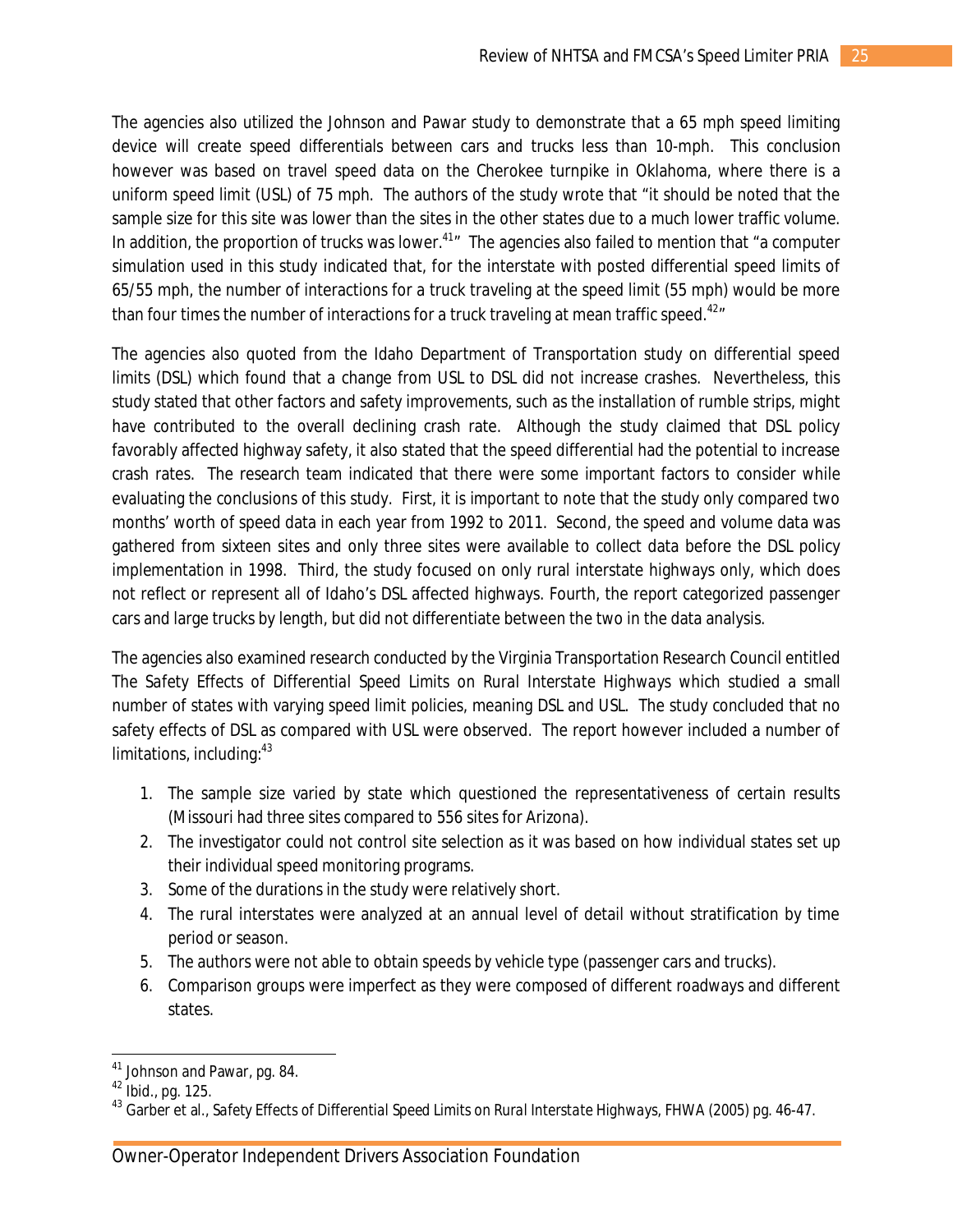The agencies also utilized the Johnson and Pawar study to demonstrate that a 65 mph speed limiting device will create speed differentials between cars and trucks less than 10-mph. This conclusion however was based on travel speed data on the Cherokee turnpike in Oklahoma, where there is a uniform speed limit (USL) of 75 mph. The authors of the study wrote that "it should be noted that the sample size for this site was lower than the sites in the other states due to a much lower traffic volume. In addition, the proportion of trucks was lower.[41]" The agencies also failed to mention that "a computer simulation used in this study indicated that, for the interstate with posted differential speed limits of 65/55 mph, the number of interactions for a truck traveling at the speed limit (55 mph) would be more than four times the number of interactions for a truck traveling at mean traffic speed.[42]"

The agencies also quoted from the Idaho Department of Transportation study on differential speed limits (DSL) which found that a change from USL to DSL did not increase crashes. Nevertheless, this study stated that other factors and safety improvements, such as the installation of rumble strips, might have contributed to the overall declining crash rate. Although the study claimed that DSL policy favorably affected highway safety, it also stated that the speed differential had the potential to increase crash rates. The research team indicated that there were some important factors to consider while evaluating the conclusions of this study. First, it is important to note that the study only compared two months' worth of speed data in each year from 1992 to 2011. Second, the speed and volume data was gathered from sixteen sites and only three sites were available to collect data before the DSL policy implementation in 1998. Third, the study focused on only rural interstate highways only, which does not reflect or represent all of Idaho's DSL affected highways. Fourth, the report categorized passenger cars and large trucks by length, but did not differentiate between the two in the data analysis.

The agencies also examined research conducted by the Virginia Transportation Research Council entitled *The Safety Effects of Differential Speed Limits on Rural Interstate Highways* which studied a small number of states with varying speed limit policies, meaning DSL and USL. The study concluded that no safety effects of DSL as compared with USL were observed. The report however included a number of limitations, including:[43]

1. The sample size varied by state which questioned the representativeness of certain results (Missouri had three sites compared to 556 sites for Arizona).
2. The investigator could not control site selection as it was based on how individual states set up their individual speed monitoring programs.
3. Some of the durations in the study were relatively short.
4. The rural interstates were analyzed at an annual level of detail without stratification by time period or season.
5. The authors were not able to obtain speeds by vehicle type (passenger cars and trucks).
6. Comparison groups were imperfect as they were composed of different roadways and different states.

---

[41] Johnson and Pawar, pg. 84.

[42] Ibid., pg. 125.

[43] Garber et al., *Safety Effects of Differential Speed Limits on Rural Interstate Highways*, FHWA (2005) pg. 46-47.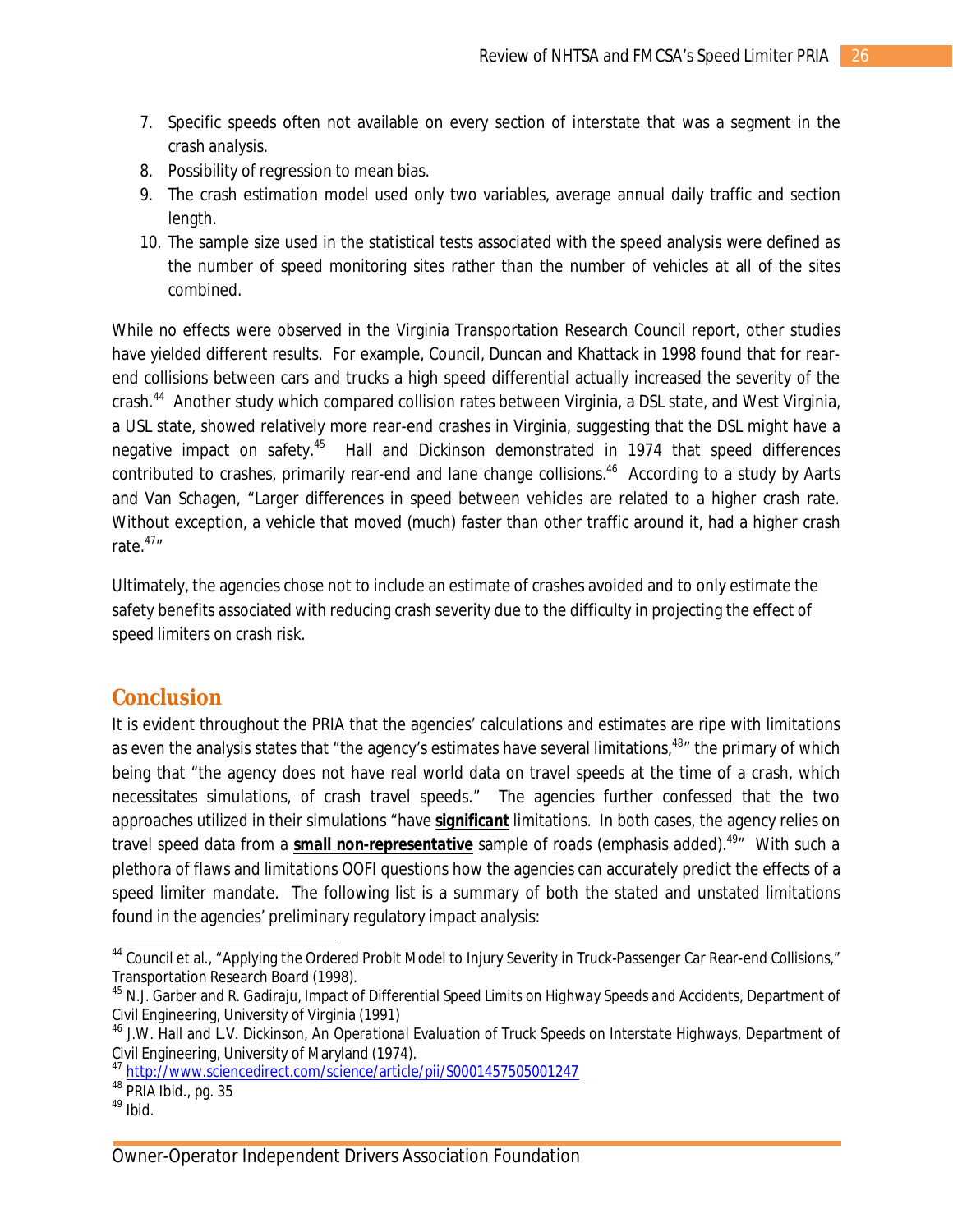7. Specific speeds often not available on every section of interstate that was a segment in the crash analysis.
8. Possibility of regression to mean bias.
9. The crash estimation model used only two variables, average annual daily traffic and section length.
10. The sample size used in the statistical tests associated with the speed analysis were defined as the number of speed monitoring sites rather than the number of vehicles at all of the sites combined.

While no effects were observed in the Virginia Transportation Research Council report, other studies have yielded different results. For example, Council, Duncan and Khattack in 1998 found that for rear-end collisions between cars and trucks a high speed differential actually increased the severity of the crash.[44] Another study which compared collision rates between Virginia, a DSL state, and West Virginia, a USL state, showed relatively more rear-end crashes in Virginia, suggesting that the DSL might have a negative impact on safety.[45] Hall and Dickinson demonstrated in 1974 that speed differences contributed to crashes, primarily rear-end and lane change collisions.[46] According to a study by Aarts and Van Schagen, "Larger differences in speed between vehicles are related to a higher crash rate. Without exception, a vehicle that moved (much) faster than other traffic around it, had a higher crash rate.[47]"

Ultimately, the agencies chose not to include an estimate of crashes avoided and to only estimate the safety benefits associated with reducing crash severity due to the difficulty in projecting the effect of speed limiters on crash risk.

## Conclusion

It is evident throughout the PRIA that the agencies' calculations and estimates are ripe with limitations as even the analysis states that "the agency's estimates have several limitations,[48]" the primary of which being that "the agency does not have real world data on travel speeds at the time of a crash, which necessitates simulations, of crash travel speeds." The agencies further confessed that the two approaches utilized in their simulations "have ***significant*** limitations. In both cases, the agency relies on travel speed data from a ***small non-representative*** sample of roads (emphasis added).[49]" With such a plethora of flaws and limitations OOFI questions how the agencies can accurately predict the effects of a speed limiter mandate. The following list is a summary of both the stated and unstated limitations found in the agencies' preliminary regulatory impact analysis:

---

[44] Council et al., "Applying the Ordered Probit Model to Injury Severity in Truck-Passenger Car Rear-end Collisions," Transportation Research Board (1998).

[45] N.J. Garber and R. Gadiraju, *Impact of Differential Speed Limits on Highway Speeds and Accidents*, Department of Civil Engineering, University of Virginia (1991)

[46] J.W. Hall and L.V. Dickinson, *An Operational Evaluation of Truck Speeds on Interstate Highways*, Department of Civil Engineering, University of Maryland (1974).

[47] http://www.sciencedirect.com/science/article/pii/S0001457505001247

[48] PRIA Ibid., pg. 35

[49] Ibid.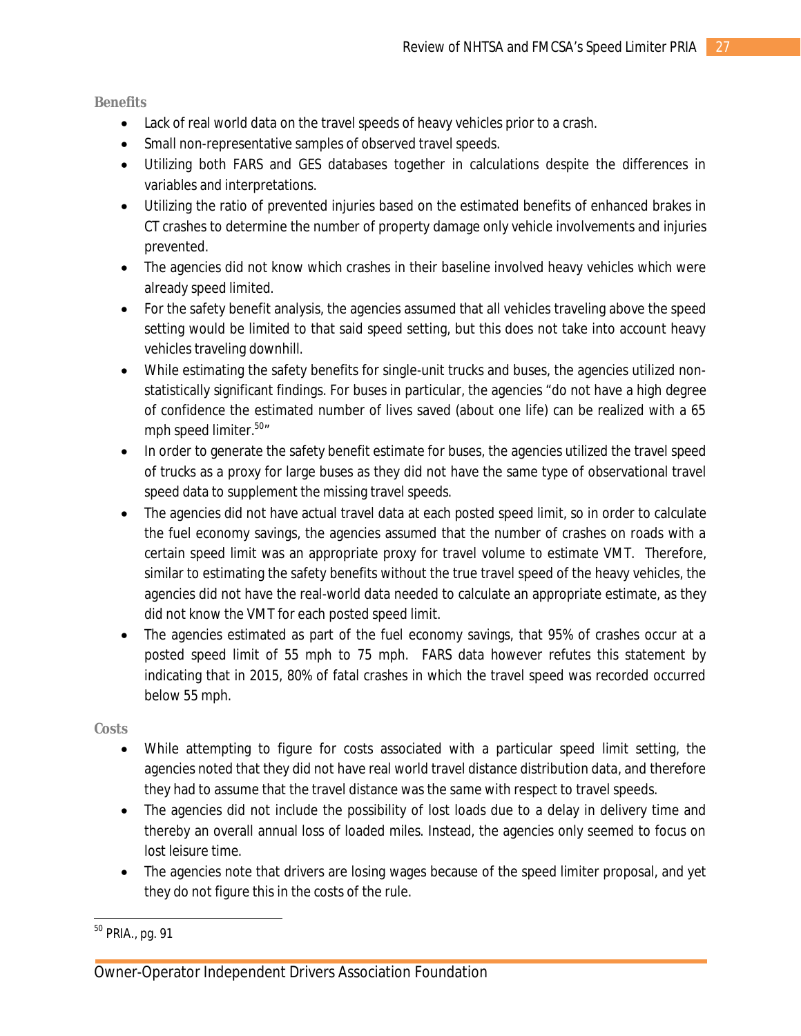### Benefits

- Lack of real world data on the travel speeds of heavy vehicles prior to a crash.
- Small non-representative samples of observed travel speeds.
- Utilizing both FARS and GES databases together in calculations despite the differences in variables and interpretations.
- Utilizing the ratio of prevented injuries based on the estimated benefits of enhanced brakes in CT crashes to determine the number of property damage only vehicle involvements and injuries prevented.
- The agencies did not know which crashes in their baseline involved heavy vehicles which were already speed limited.
- For the safety benefit analysis, the agencies assumed that all vehicles traveling above the speed setting would be limited to that said speed setting, but this does not take into account heavy vehicles traveling downhill.
- While estimating the safety benefits for single-unit trucks and buses, the agencies utilized non-statistically significant findings. For buses in particular, the agencies "do not have a high degree of confidence the estimated number of lives saved (about one life) can be realized with a 65 mph speed limiter.[50]"
- In order to generate the safety benefit estimate for buses, the agencies utilized the travel speed of trucks as a proxy for large buses as they did not have the same type of observational travel speed data to supplement the missing travel speeds.
- The agencies did not have actual travel data at each posted speed limit, so in order to calculate the fuel economy savings, the agencies assumed that the number of crashes on roads with a certain speed limit was an appropriate proxy for travel volume to estimate VMT. Therefore, similar to estimating the safety benefits without the true travel speed of the heavy vehicles, the agencies did not have the real-world data needed to calculate an appropriate estimate, as they did not know the VMT for each posted speed limit.
- The agencies estimated as part of the fuel economy savings, that 95% of crashes occur at a posted speed limit of 55 mph to 75 mph. FARS data however refutes this statement by indicating that in 2015, 80% of fatal crashes in which the travel speed was recorded occurred below 55 mph.

### Costs

- While attempting to figure for costs associated with a particular speed limit setting, the agencies noted that they did not have real world travel distance distribution data, and therefore they had to assume that the travel distance was the same with respect to travel speeds.
- The agencies did not include the possibility of lost loads due to a delay in delivery time and thereby an overall annual loss of loaded miles. Instead, the agencies only seemed to focus on lost leisure time.
- The agencies note that drivers are losing wages because of the speed limiter proposal, and yet they do not figure this in the costs of the rule.

---

[50] PRIA., pg. 91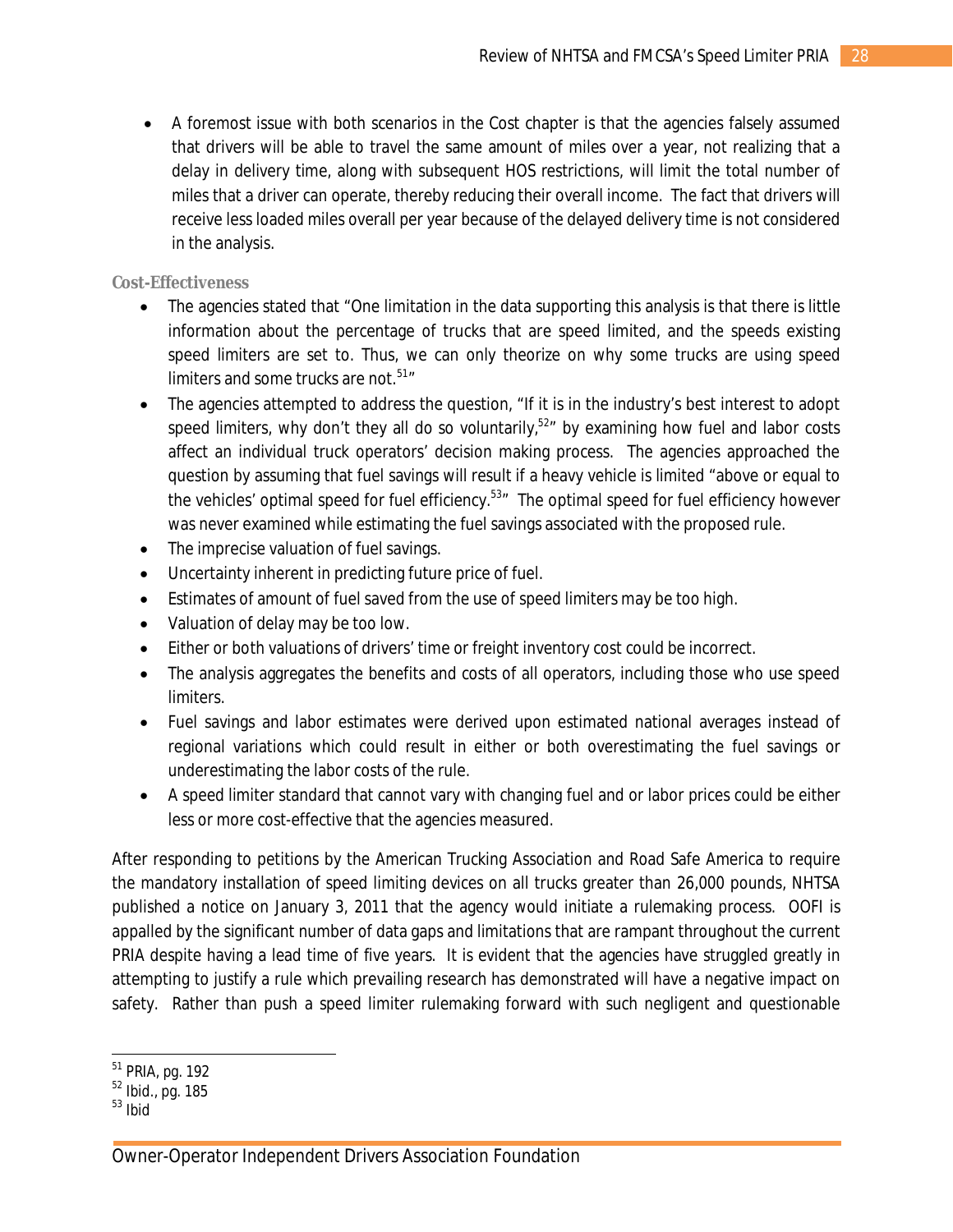- A foremost issue with both scenarios in the Cost chapter is that the agencies falsely assumed that drivers will be able to travel the same amount of miles over a year, not realizing that a delay in delivery time, along with subsequent HOS restrictions, will limit the total number of miles that a driver can operate, thereby reducing their overall income. The fact that drivers will receive less loaded miles overall per year because of the delayed delivery time is not considered in the analysis.

### Cost-Effectiveness

- The agencies stated that "One limitation in the data supporting this analysis is that there is little information about the percentage of trucks that are speed limited, and the speeds existing speed limiters are set to. Thus, we can only theorize on why some trucks are using speed limiters and some trucks are not.[51]"
- The agencies attempted to address the question, "If it is in the industry's best interest to adopt speed limiters, why don't they all do so voluntarily,[52]" by examining how fuel and labor costs affect an individual truck operators' decision making process. The agencies approached the question by assuming that fuel savings will result if a heavy vehicle is limited "above or equal to the vehicles' optimal speed for fuel efficiency.[53]" The optimal speed for fuel efficiency however was never examined while estimating the fuel savings associated with the proposed rule.
- The imprecise valuation of fuel savings.
- Uncertainty inherent in predicting future price of fuel.
- Estimates of amount of fuel saved from the use of speed limiters may be too high.
- Valuation of delay may be too low.
- Either or both valuations of drivers' time or freight inventory cost could be incorrect.
- The analysis aggregates the benefits and costs of all operators, including those who use speed limiters.
- Fuel savings and labor estimates were derived upon estimated national averages instead of regional variations which could result in either or both overestimating the fuel savings or underestimating the labor costs of the rule.
- A speed limiter standard that cannot vary with changing fuel and or labor prices could be either less or more cost-effective that the agencies measured.

After responding to petitions by the American Trucking Association and Road Safe America to require the mandatory installation of speed limiting devices on all trucks greater than 26,000 pounds, NHTSA published a notice on January 3, 2011 that the agency would initiate a rulemaking process. OOFI is appalled by the significant number of data gaps and limitations that are rampant throughout the current PRIA despite having a lead time of five years. It is evident that the agencies have struggled greatly in attempting to justify a rule which prevailing research has demonstrated will have a negative impact on safety. Rather than push a speed limiter rulemaking forward with such negligent and questionable

---

[51] PRIA, pg. 192

[52] Ibid., pg. 185

[53] Ibid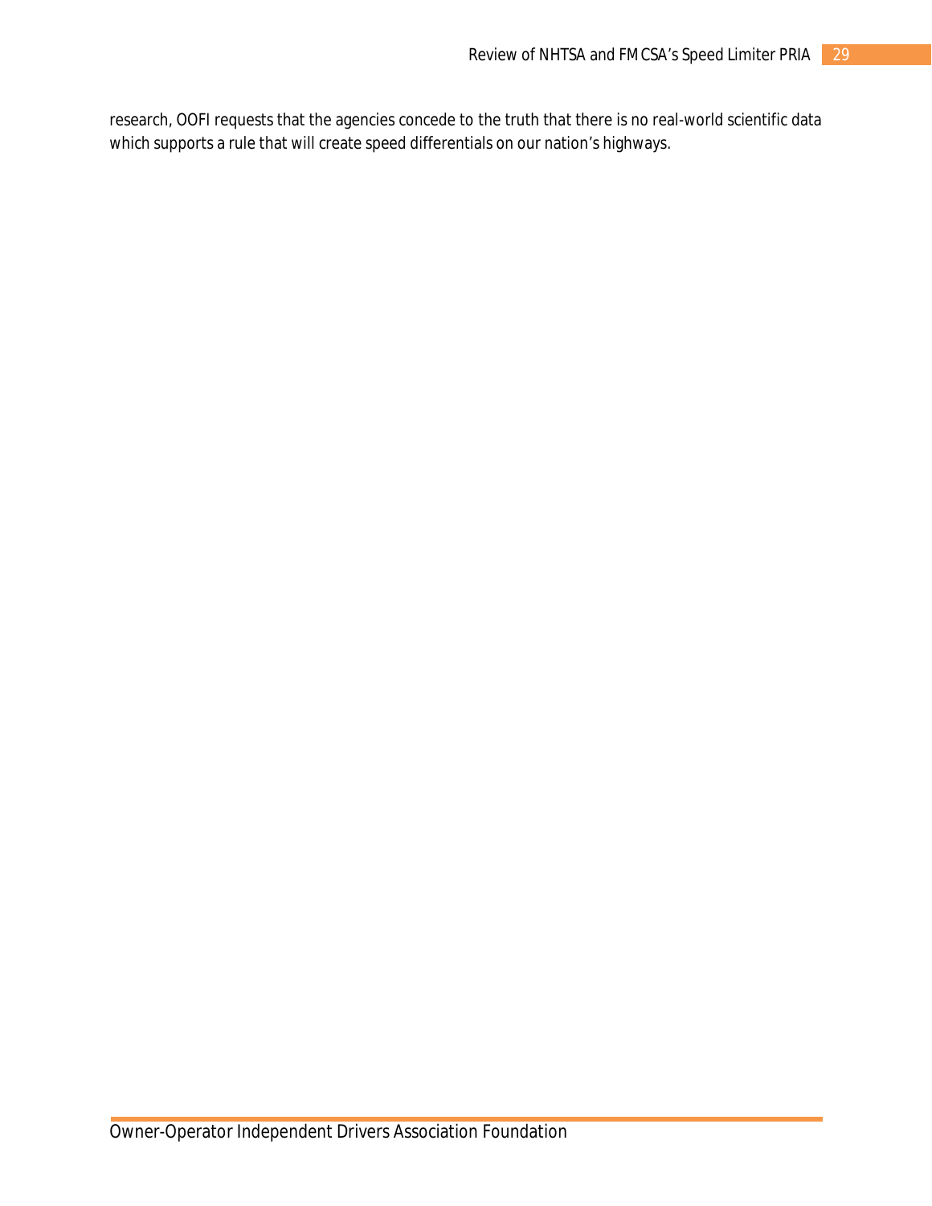research, OOFI requests that the agencies concede to the truth that there is no real-world scientific data which supports a rule that will create speed differentials on our nation's highways.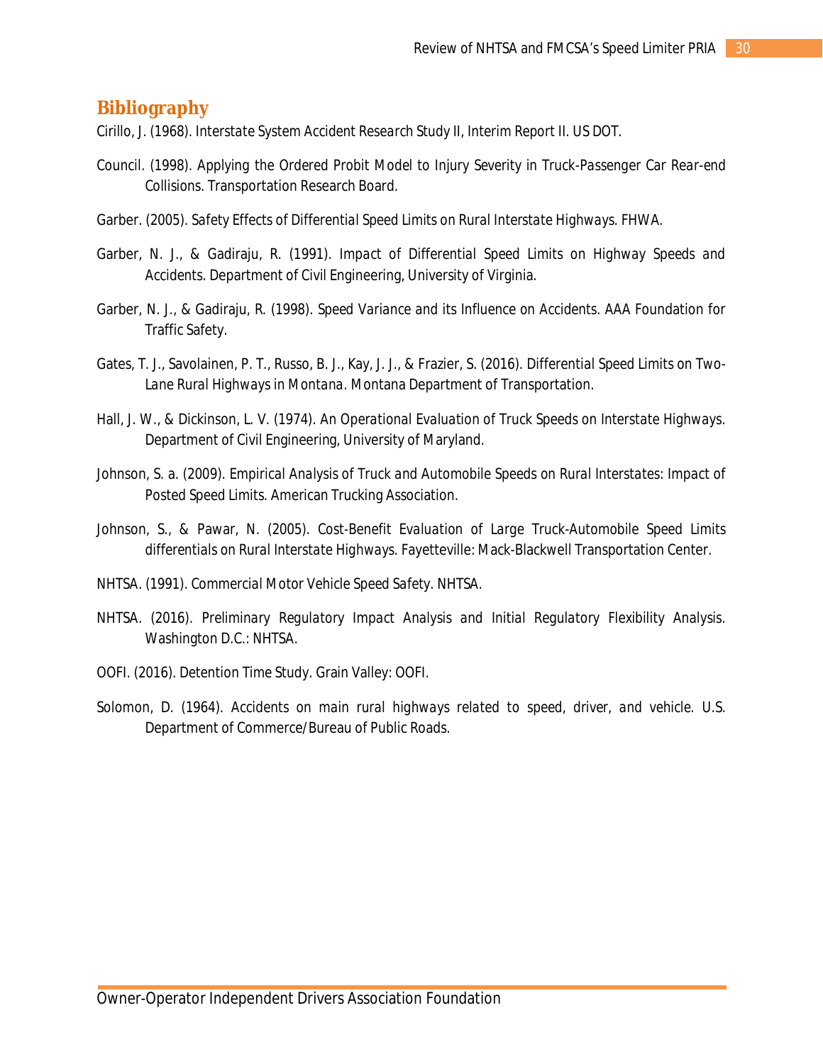## Bibliography

Cirillo, J. (1968). Interstate System Accident Research Study II, Interim Report II. US DOT.

Council. (1998). Applying the Ordered Probit Model to Injury Severity in Truck-Passenger Car Rear-end Collisions. Transportation Research Board.

Garber. (2005). Safety Effects of Differential Speed Limits on Rural Interstate Highways. FHWA.

Garber, N. J., & Gadiraju, R. (1991). Impact of Differential Speed Limits on Highway Speeds and Accidents. Department of Civil Engineering, University of Virginia.

Garber, N. J., & Gadiraju, R. (1998). Speed Variance and its Influence on Accidents. AAA Foundation for Traffic Safety.

Gates, T. J., Savolainen, P. T., Russo, B. J., Kay, J. J., & Frazier, S. (2016). Differential Speed Limits on Two-Lane Rural Highways in Montana. Montana Department of Transportation.

Hall, J. W., & Dickinson, L. V. (1974). An Operational Evaluation of Truck Speeds on Interstate Highways. Department of Civil Engineering, University of Maryland.

Johnson, S. a. (2009). Empirical Analysis of Truck and Automobile Speeds on Rural Interstates: Impact of Posted Speed Limits. American Trucking Association.

Johnson, S., & Pawar, N. (2005). Cost-Benefit Evaluation of Large Truck-Automobile Speed Limits differentials on Rural Interstate Highways. Fayetteville: Mack-Blackwell Transportation Center.

NHTSA. (1991). Commercial Motor Vehicle Speed Safety. NHTSA.

NHTSA. (2016). Preliminary Regulatory Impact Analysis and Initial Regulatory Flexibility Analysis. Washington D.C.: NHTSA.

OOFI. (2016). Detention Time Study. Grain Valley: OOFI.

Solomon, D. (1964). Accidents on main rural highways related to speed, driver, and vehicle. U.S. Department of Commerce/Bureau of Public Roads.